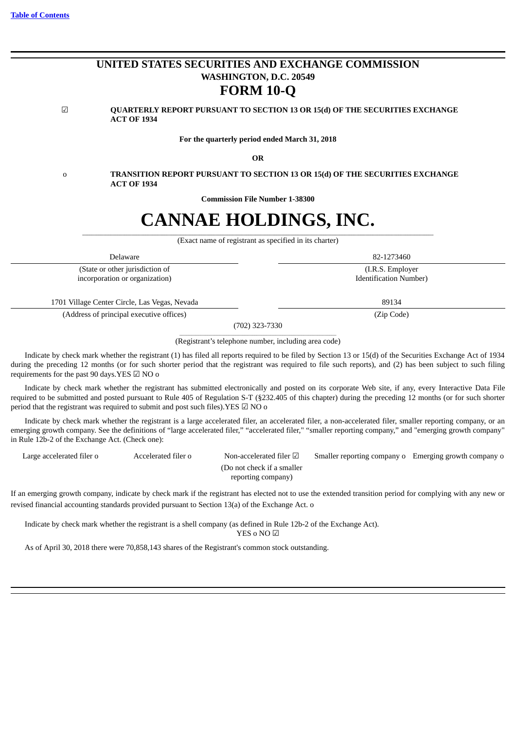Table of Contents

# UNITED STATES SECURITIES AND EXCHANGE COMMISSION
**WASHINGTON, D.C. 20549**

# FORM 10-Q

☑ **QUARTERLY REPORT PURSUANT TO SECTION 13 OR 15(d) OF THE SECURITIES EXCHANGE ACT OF 1934**

**For the quarterly period ended March 31, 2018**

**OR**

o **TRANSITION REPORT PURSUANT TO SECTION 13 OR 15(d) OF THE SECURITIES EXCHANGE ACT OF 1934**

**Commission File Number 1-38300**

# CANNAE HOLDINGS, INC.

(Exact name of registrant as specified in its charter)

| Delaware | 82-1273460 |
|---|---|
| (State or other jurisdiction of incorporation or organization) | (I.R.S. Employer Identification Number) |
| 1701 Village Center Circle, Las Vegas, Nevada | 89134 |
| (Address of principal executive offices) | (Zip Code) |

(702) 323-7330

(Registrant's telephone number, including area code)

Indicate by check mark whether the registrant (1) has filed all reports required to be filed by Section 13 or 15(d) of the Securities Exchange Act of 1934 during the preceding 12 months (or for such shorter period that the registrant was required to file such reports), and (2) has been subject to such filing requirements for the past 90 days.YES ☑ NO o

Indicate by check mark whether the registrant has submitted electronically and posted on its corporate Web site, if any, every Interactive Data File required to be submitted and posted pursuant to Rule 405 of Regulation S-T (§232.405 of this chapter) during the preceding 12 months (or for such shorter period that the registrant was required to submit and post such files).YES ☑ NO o

Indicate by check mark whether the registrant is a large accelerated filer, an accelerated filer, a non-accelerated filer, smaller reporting company, or an emerging growth company. See the definitions of "large accelerated filer," "accelerated filer," "smaller reporting company," and "emerging growth company" in Rule 12b-2 of the Exchange Act. (Check one):

| Large accelerated filer o | Accelerated filer o | Non-accelerated filer ☑ (Do not check if a smaller reporting company) | Smaller reporting company o | Emerging growth company o |
|---|---|---|---|---|

If an emerging growth company, indicate by check mark if the registrant has elected not to use the extended transition period for complying with any new or revised financial accounting standards provided pursuant to Section 13(a) of the Exchange Act. o

Indicate by check mark whether the registrant is a shell company (as defined in Rule 12b-2 of the Exchange Act).
YES o NO ☑

As of April 30, 2018 there were 70,858,143 shares of the Registrant's common stock outstanding.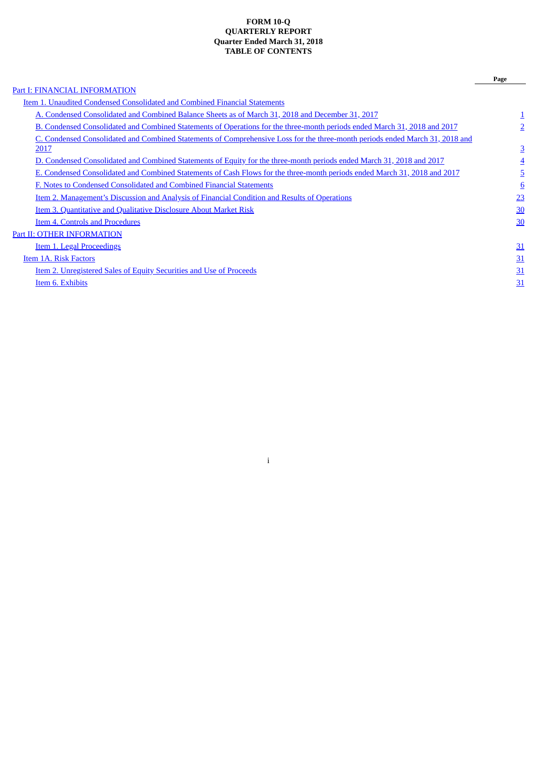**FORM 10-Q**
**QUARTERLY REPORT**
**Quarter Ended March 31, 2018**
**TABLE OF CONTENTS**

| | Page |
|---|---|
| Part I: FINANCIAL INFORMATION | |
| Item 1. Unaudited Condensed Consolidated and Combined Financial Statements | |
| A. Condensed Consolidated and Combined Balance Sheets as of March 31, 2018 and December 31, 2017 | 1 |
| B. Condensed Consolidated and Combined Statements of Operations for the three-month periods ended March 31, 2018 and 2017 | 2 |
| C. Condensed Consolidated and Combined Statements of Comprehensive Loss for the three-month periods ended March 31, 2018 and 2017 | 3 |
| D. Condensed Consolidated and Combined Statements of Equity for the three-month periods ended March 31, 2018 and 2017 | 4 |
| E. Condensed Consolidated and Combined Statements of Cash Flows for the three-month periods ended March 31, 2018 and 2017 | 5 |
| F. Notes to Condensed Consolidated and Combined Financial Statements | 6 |
| Item 2. Management's Discussion and Analysis of Financial Condition and Results of Operations | 23 |
| Item 3. Quantitative and Qualitative Disclosure About Market Risk | 30 |
| Item 4. Controls and Procedures | 30 |
| Part II: OTHER INFORMATION | |
| Item 1. Legal Proceedings | 31 |
| Item 1A. Risk Factors | 31 |
| Item 2. Unregistered Sales of Equity Securities and Use of Proceeds | 31 |
| Item 6. Exhibits | 31 |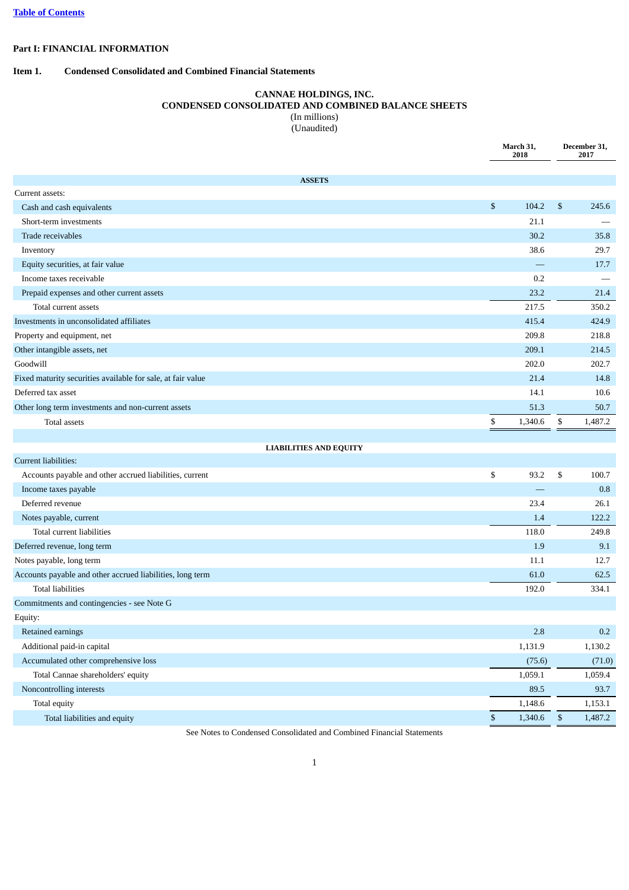## Part I: FINANCIAL INFORMATION

### Item 1. Condensed Consolidated and Combined Financial Statements

**CANNAE HOLDINGS, INC.**
**CONDENSED CONSOLIDATED AND COMBINED BALANCE SHEETS**
(In millions)
(Unaudited)

| | March 31, 2018 | December 31, 2017 |
|---|---|---|
| **ASSETS** | | |
| Current assets: | | |
| Cash and cash equivalents | $ 104.2 | $ 245.6 |
| Short-term investments | 21.1 | — |
| Trade receivables | 30.2 | 35.8 |
| Inventory | 38.6 | 29.7 |
| Equity securities, at fair value | — | 17.7 |
| Income taxes receivable | 0.2 | — |
| Prepaid expenses and other current assets | 23.2 | 21.4 |
| Total current assets | 217.5 | 350.2 |
| Investments in unconsolidated affiliates | 415.4 | 424.9 |
| Property and equipment, net | 209.8 | 218.8 |
| Other intangible assets, net | 209.1 | 214.5 |
| Goodwill | 202.0 | 202.7 |
| Fixed maturity securities available for sale, at fair value | 21.4 | 14.8 |
| Deferred tax asset | 14.1 | 10.6 |
| Other long term investments and non-current assets | 51.3 | 50.7 |
| Total assets | $ 1,340.6 | $ 1,487.2 |
| **LIABILITIES AND EQUITY** | | |
| Current liabilities: | | |
| Accounts payable and other accrued liabilities, current | $ 93.2 | $ 100.7 |
| Income taxes payable | — | 0.8 |
| Deferred revenue | 23.4 | 26.1 |
| Notes payable, current | 1.4 | 122.2 |
| Total current liabilities | 118.0 | 249.8 |
| Deferred revenue, long term | 1.9 | 9.1 |
| Notes payable, long term | 11.1 | 12.7 |
| Accounts payable and other accrued liabilities, long term | 61.0 | 62.5 |
| Total liabilities | 192.0 | 334.1 |
| Commitments and contingencies - see Note G | | |
| Equity: | | |
| Retained earnings | 2.8 | 0.2 |
| Additional paid-in capital | 1,131.9 | 1,130.2 |
| Accumulated other comprehensive loss | (75.6) | (71.0) |
| Total Cannae shareholders' equity | 1,059.1 | 1,059.4 |
| Noncontrolling interests | 89.5 | 93.7 |
| Total equity | 1,148.6 | 1,153.1 |
| Total liabilities and equity | $ 1,340.6 | $ 1,487.2 |

See Notes to Condensed Consolidated and Combined Financial Statements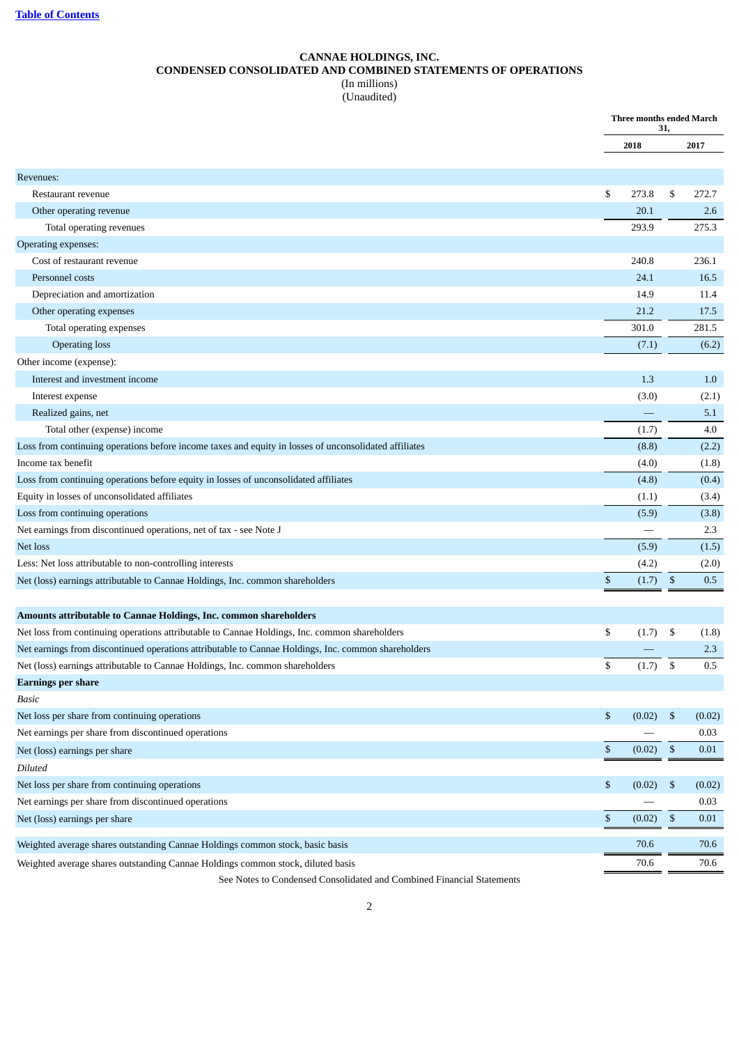# CANNAE HOLDINGS, INC.
## CONDENSED CONSOLIDATED AND COMBINED STATEMENTS OF OPERATIONS
(In millions)
(Unaudited)

| | Three months ended March 31, | |
|---|---|---|
| | 2018 | 2017 |
| Revenues: | | |
| Restaurant revenue | $ 273.8 | $ 272.7 |
| Other operating revenue | 20.1 | 2.6 |
| Total operating revenues | 293.9 | 275.3 |
| Operating expenses: | | |
| Cost of restaurant revenue | 240.8 | 236.1 |
| Personnel costs | 24.1 | 16.5 |
| Depreciation and amortization | 14.9 | 11.4 |
| Other operating expenses | 21.2 | 17.5 |
| Total operating expenses | 301.0 | 281.5 |
| Operating loss | (7.1) | (6.2) |
| Other income (expense): | | |
| Interest and investment income | 1.3 | 1.0 |
| Interest expense | (3.0) | (2.1) |
| Realized gains, net | — | 5.1 |
| Total other (expense) income | (1.7) | 4.0 |
| Loss from continuing operations before income taxes and equity in losses of unconsolidated affiliates | (8.8) | (2.2) |
| Income tax benefit | (4.0) | (1.8) |
| Loss from continuing operations before equity in losses of unconsolidated affiliates | (4.8) | (0.4) |
| Equity in losses of unconsolidated affiliates | (1.1) | (3.4) |
| Loss from continuing operations | (5.9) | (3.8) |
| Net earnings from discontinued operations, net of tax - see Note J | — | 2.3 |
| Net loss | (5.9) | (1.5) |
| Less: Net loss attributable to non-controlling interests | (4.2) | (2.0) |
| Net (loss) earnings attributable to Cannae Holdings, Inc. common shareholders | $ (1.7) | $ 0.5 |
| **Amounts attributable to Cannae Holdings, Inc. common shareholders** | | |
| Net loss from continuing operations attributable to Cannae Holdings, Inc. common shareholders | $ (1.7) | $ (1.8) |
| Net earnings from discontinued operations attributable to Cannae Holdings, Inc. common shareholders | — | 2.3 |
| Net (loss) earnings attributable to Cannae Holdings, Inc. common shareholders | $ (1.7) | $ 0.5 |
| **Earnings per share** | | |
| *Basic* | | |
| Net loss per share from continuing operations | $ (0.02) | $ (0.02) |
| Net earnings per share from discontinued operations | — | 0.03 |
| Net (loss) earnings per share | $ (0.02) | $ 0.01 |
| *Diluted* | | |
| Net loss per share from continuing operations | $ (0.02) | $ (0.02) |
| Net earnings per share from discontinued operations | — | 0.03 |
| Net (loss) earnings per share | $ (0.02) | $ 0.01 |
| Weighted average shares outstanding Cannae Holdings common stock, basic basis | 70.6 | 70.6 |
| Weighted average shares outstanding Cannae Holdings common stock, diluted basis | 70.6 | 70.6 |

See Notes to Condensed Consolidated and Combined Financial Statements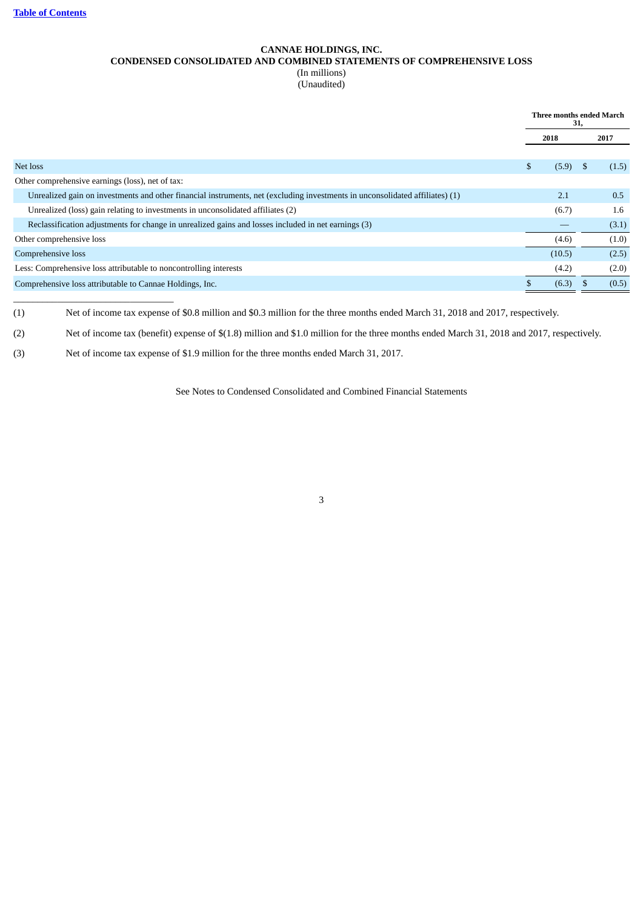# CANNAE HOLDINGS, INC.
## CONDENSED CONSOLIDATED AND COMBINED STATEMENTS OF COMPREHENSIVE LOSS
(In millions)
(Unaudited)

| | Three months ended March 31, | |
|---|---|---|
| | 2018 | 2017 |
| Net loss | $ (5.9) | $ (1.5) |
| Other comprehensive earnings (loss), net of tax: | | |
| Unrealized gain on investments and other financial instruments, net (excluding investments in unconsolidated affiliates) (1) | 2.1 | 0.5 |
| Unrealized (loss) gain relating to investments in unconsolidated affiliates (2) | (6.7) | 1.6 |
| Reclassification adjustments for change in unrealized gains and losses included in net earnings (3) | — | (3.1) |
| Other comprehensive loss | (4.6) | (1.0) |
| Comprehensive loss | (10.5) | (2.5) |
| Less: Comprehensive loss attributable to noncontrolling interests | (4.2) | (2.0) |
| Comprehensive loss attributable to Cannae Holdings, Inc. | $ (6.3) | $ (0.5) |

(1) Net of income tax expense of $0.8 million and $0.3 million for the three months ended March 31, 2018 and 2017, respectively.

(2) Net of income tax (benefit) expense of $(1.8) million and $1.0 million for the three months ended March 31, 2018 and 2017, respectively.

(3) Net of income tax expense of $1.9 million for the three months ended March 31, 2017.

See Notes to Condensed Consolidated and Combined Financial Statements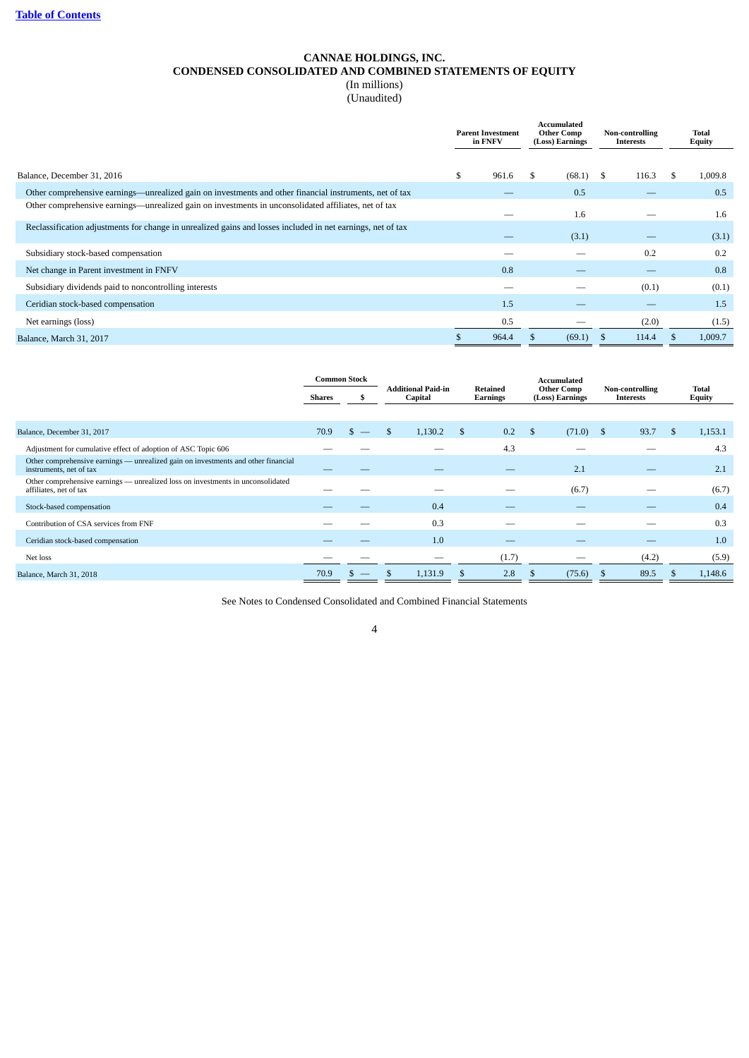[Table of Contents](#)

# CANNAE HOLDINGS, INC.
## CONDENSED CONSOLIDATED AND COMBINED STATEMENTS OF EQUITY
(In millions)
(Unaudited)

| | Parent Investment in FNFV | Accumulated Other Comp (Loss) Earnings | Non-controlling Interests | Total Equity |
|---|---|---|---|---|
| Balance, December 31, 2016 | $ 961.6 | $ (68.1) | $ 116.3 | $ 1,009.8 |
| Other comprehensive earnings—unrealized gain on investments and other financial instruments, net of tax | — | 0.5 | — | 0.5 |
| Other comprehensive earnings—unrealized gain on investments in unconsolidated affiliates, net of tax | — | 1.6 | — | 1.6 |
| Reclassification adjustments for change in unrealized gains and losses included in net earnings, net of tax | — | (3.1) | — | (3.1) |
| Subsidiary stock-based compensation | — | — | 0.2 | 0.2 |
| Net change in Parent investment in FNFV | 0.8 | — | — | 0.8 |
| Subsidiary dividends paid to noncontrolling interests | — | — | (0.1) | (0.1) |
| Ceridian stock-based compensation | 1.5 | — | — | 1.5 |
| Net earnings (loss) | 0.5 | — | (2.0) | (1.5) |
| Balance, March 31, 2017 | $ 964.4 | $ (69.1) | $ 114.4 | $ 1,009.7 |

| | Common Stock | | Additional Paid-in Capital | Retained Earnings | Accumulated Other Comp (Loss) Earnings | Non-controlling Interests | Total Equity |
|---|---|---|---|---|---|---|---|
| | Shares | $ | | | | | |
| Balance, December 31, 2017 | 70.9 | $ — | $ 1,130.2 | $ 0.2 | $ (71.0) | $ 93.7 | $ 1,153.1 |
| Adjustment for cumulative effect of adoption of ASC Topic 606 | — | — | — | 4.3 | — | — | 4.3 |
| Other comprehensive earnings — unrealized gain on investments and other financial instruments, net of tax | — | — | — | — | 2.1 | — | 2.1 |
| Other comprehensive earnings — unrealized loss on investments in unconsolidated affiliates, net of tax | — | — | — | — | (6.7) | — | (6.7) |
| Stock-based compensation | — | — | 0.4 | — | — | — | 0.4 |
| Contribution of CSA services from FNF | — | — | 0.3 | — | — | — | 0.3 |
| Ceridian stock-based compensation | — | — | 1.0 | — | — | — | 1.0 |
| Net loss | — | — | — | (1.7) | — | (4.2) | (5.9) |
| Balance, March 31, 2018 | 70.9 | $ — | $ 1,131.9 | $ 2.8 | $ (75.6) | $ 89.5 | $ 1,148.6 |

See Notes to Condensed Consolidated and Combined Financial Statements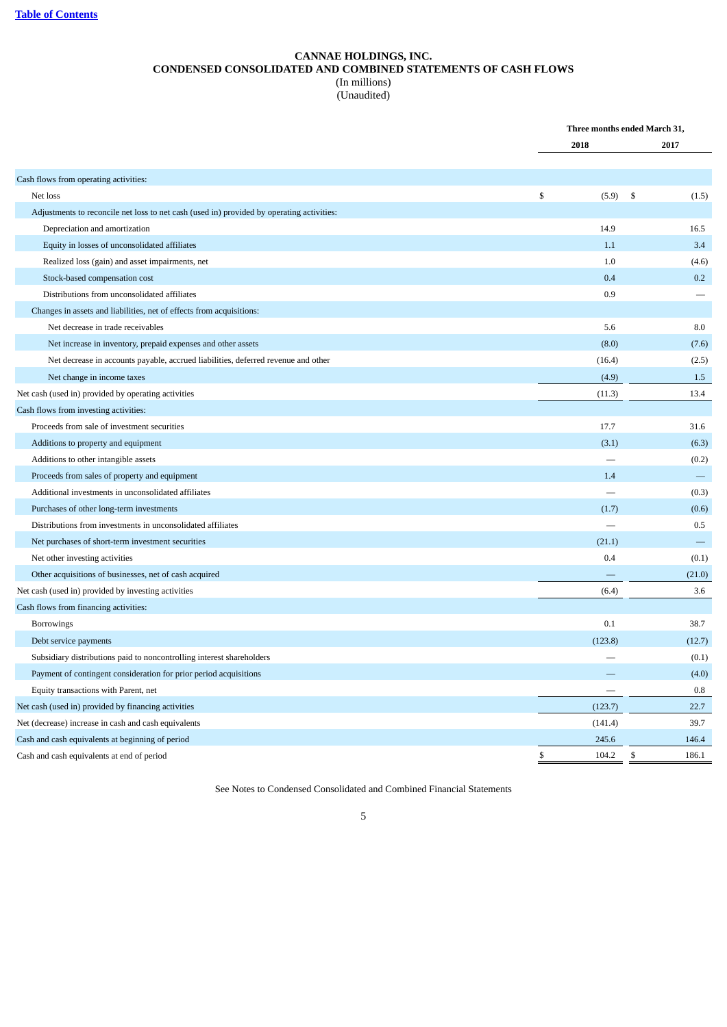[Table of Contents](#)

# CANNAE HOLDINGS, INC.
## CONDENSED CONSOLIDATED AND COMBINED STATEMENTS OF CASH FLOWS
(In millions)
(Unaudited)

| | Three months ended March 31, | |
|---|---|---|
| | 2018 | 2017 |
| Cash flows from operating activities: | | |
| Net loss | $ (5.9) | $ (1.5) |
| Adjustments to reconcile net loss to net cash (used in) provided by operating activities: | | |
| Depreciation and amortization | 14.9 | 16.5 |
| Equity in losses of unconsolidated affiliates | 1.1 | 3.4 |
| Realized loss (gain) and asset impairments, net | 1.0 | (4.6) |
| Stock-based compensation cost | 0.4 | 0.2 |
| Distributions from unconsolidated affiliates | 0.9 | — |
| Changes in assets and liabilities, net of effects from acquisitions: | | |
| Net decrease in trade receivables | 5.6 | 8.0 |
| Net increase in inventory, prepaid expenses and other assets | (8.0) | (7.6) |
| Net decrease in accounts payable, accrued liabilities, deferred revenue and other | (16.4) | (2.5) |
| Net change in income taxes | (4.9) | 1.5 |
| Net cash (used in) provided by operating activities | (11.3) | 13.4 |
| Cash flows from investing activities: | | |
| Proceeds from sale of investment securities | 17.7 | 31.6 |
| Additions to property and equipment | (3.1) | (6.3) |
| Additions to other intangible assets | — | (0.2) |
| Proceeds from sales of property and equipment | 1.4 | — |
| Additional investments in unconsolidated affiliates | — | (0.3) |
| Purchases of other long-term investments | (1.7) | (0.6) |
| Distributions from investments in unconsolidated affiliates | — | 0.5 |
| Net purchases of short-term investment securities | (21.1) | — |
| Net other investing activities | 0.4 | (0.1) |
| Other acquisitions of businesses, net of cash acquired | — | (21.0) |
| Net cash (used in) provided by investing activities | (6.4) | 3.6 |
| Cash flows from financing activities: | | |
| Borrowings | 0.1 | 38.7 |
| Debt service payments | (123.8) | (12.7) |
| Subsidiary distributions paid to noncontrolling interest shareholders | — | (0.1) |
| Payment of contingent consideration for prior period acquisitions | — | (4.0) |
| Equity transactions with Parent, net | — | 0.8 |
| Net cash (used in) provided by financing activities | (123.7) | 22.7 |
| Net (decrease) increase in cash and cash equivalents | (141.4) | 39.7 |
| Cash and cash equivalents at beginning of period | 245.6 | 146.4 |
| Cash and cash equivalents at end of period | $ 104.2 | $ 186.1 |

See Notes to Condensed Consolidated and Combined Financial Statements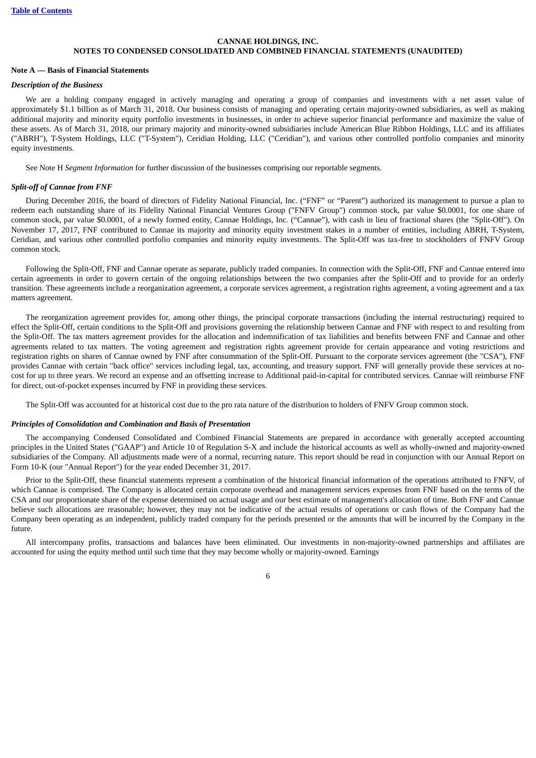**CANNAE HOLDINGS, INC.**
**NOTES TO CONDENSED CONSOLIDATED AND COMBINED FINANCIAL STATEMENTS (UNAUDITED)**

## Note A — Basis of Financial Statements

### *Description of the Business*

We are a holding company engaged in actively managing and operating a group of companies and investments with a net asset value of approximately $1.1 billion as of March 31, 2018. Our business consists of managing and operating certain majority-owned subsidiaries, as well as making additional majority and minority equity portfolio investments in businesses, in order to achieve superior financial performance and maximize the value of these assets. As of March 31, 2018, our primary majority and minority-owned subsidiaries include American Blue Ribbon Holdings, LLC and its affiliates ("ABRH"), T-System Holdings, LLC ("T-System"), Ceridian Holding, LLC ("Ceridian"), and various other controlled portfolio companies and minority equity investments.

See Note H *Segment Information* for further discussion of the businesses comprising our reportable segments.

### *Split-off of Cannae from FNF*

During December 2016, the board of directors of Fidelity National Financial, Inc. ("FNF" or "Parent") authorized its management to pursue a plan to redeem each outstanding share of its Fidelity National Financial Ventures Group ("FNFV Group") common stock, par value $0.0001, for one share of common stock, par value $0.0001, of a newly formed entity, Cannae Holdings, Inc. ("Cannae"), with cash in lieu of fractional shares (the "Split-Off"). On November 17, 2017, FNF contributed to Cannae its majority and minority equity investment stakes in a number of entities, including ABRH, T-System, Ceridian, and various other controlled portfolio companies and minority equity investments. The Split-Off was tax-free to stockholders of FNFV Group common stock.

Following the Split-Off, FNF and Cannae operate as separate, publicly traded companies. In connection with the Split-Off, FNF and Cannae entered into certain agreements in order to govern certain of the ongoing relationships between the two companies after the Split-Off and to provide for an orderly transition. These agreements include a reorganization agreement, a corporate services agreement, a registration rights agreement, a voting agreement and a tax matters agreement.

The reorganization agreement provides for, among other things, the principal corporate transactions (including the internal restructuring) required to effect the Split-Off, certain conditions to the Split-Off and provisions governing the relationship between Cannae and FNF with respect to and resulting from the Split-Off. The tax matters agreement provides for the allocation and indemnification of tax liabilities and benefits between FNF and Cannae and other agreements related to tax matters. The voting agreement and registration rights agreement provide for certain appearance and voting restrictions and registration rights on shares of Cannae owned by FNF after consummation of the Split-Off. Pursuant to the corporate services agreement (the "CSA"), FNF provides Cannae with certain "back office" services including legal, tax, accounting, and treasury support. FNF will generally provide these services at no-cost for up to three years. We record an expense and an offsetting increase to Additional paid-in-capital for contributed services. Cannae will reimburse FNF for direct, out-of-pocket expenses incurred by FNF in providing these services.

The Split-Off was accounted for at historical cost due to the pro rata nature of the distribution to holders of FNFV Group common stock.

### *Principles of Consolidation and Combination and Basis of Presentation*

The accompanying Condensed Consolidated and Combined Financial Statements are prepared in accordance with generally accepted accounting principles in the United States ("GAAP") and Article 10 of Regulation S-X and include the historical accounts as well as wholly-owned and majority-owned subsidiaries of the Company. All adjustments made were of a normal, recurring nature. This report should be read in conjunction with our Annual Report on Form 10-K (our "Annual Report") for the year ended December 31, 2017.

Prior to the Split-Off, these financial statements represent a combination of the historical financial information of the operations attributed to FNFV, of which Cannae is comprised. The Company is allocated certain corporate overhead and management services expenses from FNF based on the terms of the CSA and our proportionate share of the expense determined on actual usage and our best estimate of management's allocation of time. Both FNF and Cannae believe such allocations are reasonable; however, they may not be indicative of the actual results of operations or cash flows of the Company had the Company been operating as an independent, publicly traded company for the periods presented or the amounts that will be incurred by the Company in the future.

All intercompany profits, transactions and balances have been eliminated. Our investments in non-majority-owned partnerships and affiliates are accounted for using the equity method until such time that they may become wholly or majority-owned. Earnings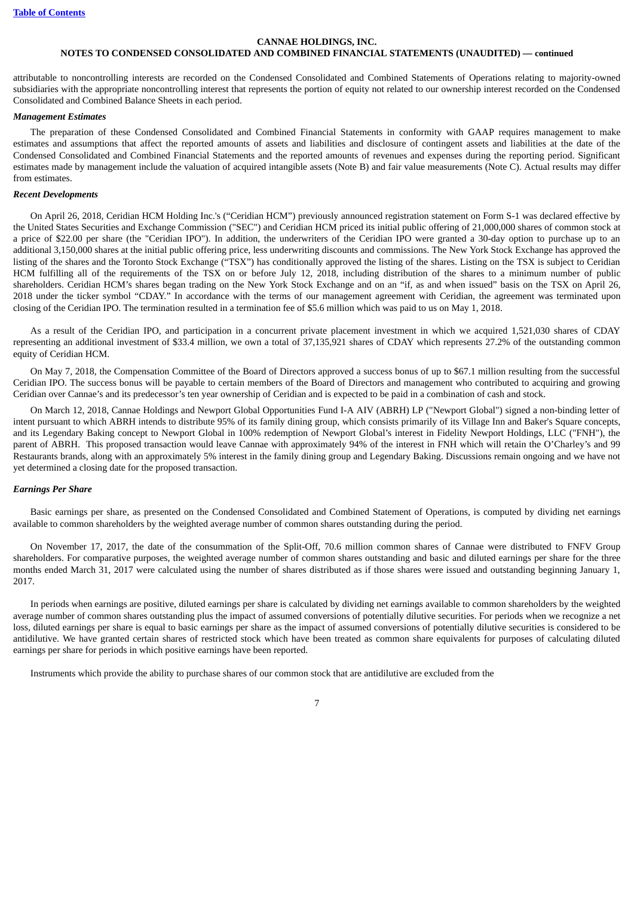attributable to noncontrolling interests are recorded on the Condensed Consolidated and Combined Statements of Operations relating to majority-owned subsidiaries with the appropriate noncontrolling interest that represents the portion of equity not related to our ownership interest recorded on the Condensed Consolidated and Combined Balance Sheets in each period.

***Management Estimates***

The preparation of these Condensed Consolidated and Combined Financial Statements in conformity with GAAP requires management to make estimates and assumptions that affect the reported amounts of assets and liabilities and disclosure of contingent assets and liabilities at the date of the Condensed Consolidated and Combined Financial Statements and the reported amounts of revenues and expenses during the reporting period. Significant estimates made by management include the valuation of acquired intangible assets (Note B) and fair value measurements (Note C). Actual results may differ from estimates.

***Recent Developments***

On April 26, 2018, Ceridian HCM Holding Inc.'s ("Ceridian HCM") previously announced registration statement on Form S-1 was declared effective by the United States Securities and Exchange Commission ("SEC") and Ceridian HCM priced its initial public offering of 21,000,000 shares of common stock at a price of $22.00 per share (the "Ceridian IPO"). In addition, the underwriters of the Ceridian IPO were granted a 30-day option to purchase up to an additional 3,150,000 shares at the initial public offering price, less underwriting discounts and commissions. The New York Stock Exchange has approved the listing of the shares and the Toronto Stock Exchange ("TSX") has conditionally approved the listing of the shares. Listing on the TSX is subject to Ceridian HCM fulfilling all of the requirements of the TSX on or before July 12, 2018, including distribution of the shares to a minimum number of public shareholders. Ceridian HCM's shares began trading on the New York Stock Exchange and on an "if, as and when issued" basis on the TSX on April 26, 2018 under the ticker symbol "CDAY." In accordance with the terms of our management agreement with Ceridian, the agreement was terminated upon closing of the Ceridian IPO. The termination resulted in a termination fee of $5.6 million which was paid to us on May 1, 2018.

As a result of the Ceridian IPO, and participation in a concurrent private placement investment in which we acquired 1,521,030 shares of CDAY representing an additional investment of $33.4 million, we own a total of 37,135,921 shares of CDAY which represents 27.2% of the outstanding common equity of Ceridian HCM.

On May 7, 2018, the Compensation Committee of the Board of Directors approved a success bonus of up to $67.1 million resulting from the successful Ceridian IPO. The success bonus will be payable to certain members of the Board of Directors and management who contributed to acquiring and growing Ceridian over Cannae's and its predecessor's ten year ownership of Ceridian and is expected to be paid in a combination of cash and stock.

On March 12, 2018, Cannae Holdings and Newport Global Opportunities Fund I-A AIV (ABRH) LP ("Newport Global") signed a non-binding letter of intent pursuant to which ABRH intends to distribute 95% of its family dining group, which consists primarily of its Village Inn and Baker's Square concepts, and its Legendary Baking concept to Newport Global in 100% redemption of Newport Global's interest in Fidelity Newport Holdings, LLC ("FNH"), the parent of ABRH. This proposed transaction would leave Cannae with approximately 94% of the interest in FNH which will retain the O'Charley's and 99 Restaurants brands, along with an approximately 5% interest in the family dining group and Legendary Baking. Discussions remain ongoing and we have not yet determined a closing date for the proposed transaction.

***Earnings Per Share***

Basic earnings per share, as presented on the Condensed Consolidated and Combined Statement of Operations, is computed by dividing net earnings available to common shareholders by the weighted average number of common shares outstanding during the period.

On November 17, 2017, the date of the consummation of the Split-Off, 70.6 million common shares of Cannae were distributed to FNFV Group shareholders. For comparative purposes, the weighted average number of common shares outstanding and basic and diluted earnings per share for the three months ended March 31, 2017 were calculated using the number of shares distributed as if those shares were issued and outstanding beginning January 1, 2017.

In periods when earnings are positive, diluted earnings per share is calculated by dividing net earnings available to common shareholders by the weighted average number of common shares outstanding plus the impact of assumed conversions of potentially dilutive securities. For periods when we recognize a net loss, diluted earnings per share is equal to basic earnings per share as the impact of assumed conversions of potentially dilutive securities is considered to be antidilutive. We have granted certain shares of restricted stock which have been treated as common share equivalents for purposes of calculating diluted earnings per share for periods in which positive earnings have been reported.

Instruments which provide the ability to purchase shares of our common stock that are antidilutive are excluded from the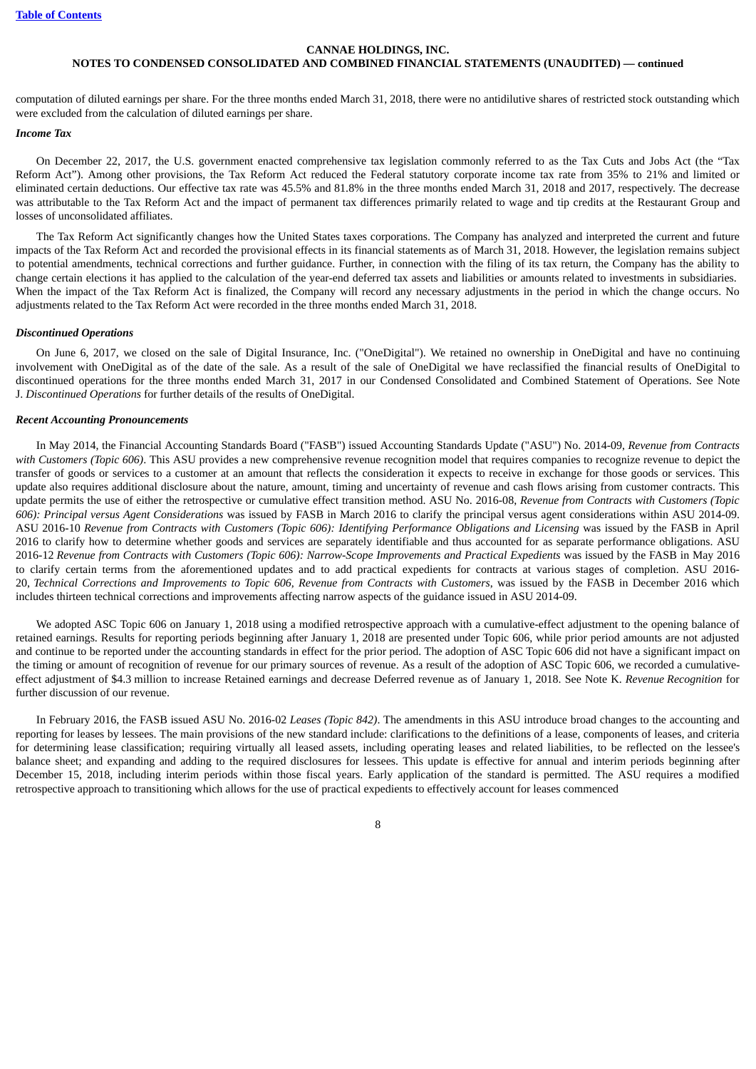computation of diluted earnings per share. For the three months ended March 31, 2018, there were no antidilutive shares of restricted stock outstanding which were excluded from the calculation of diluted earnings per share.

***Income Tax***

On December 22, 2017, the U.S. government enacted comprehensive tax legislation commonly referred to as the Tax Cuts and Jobs Act (the "Tax Reform Act"). Among other provisions, the Tax Reform Act reduced the Federal statutory corporate income tax rate from 35% to 21% and limited or eliminated certain deductions. Our effective tax rate was 45.5% and 81.8% in the three months ended March 31, 2018 and 2017, respectively. The decrease was attributable to the Tax Reform Act and the impact of permanent tax differences primarily related to wage and tip credits at the Restaurant Group and losses of unconsolidated affiliates.

The Tax Reform Act significantly changes how the United States taxes corporations. The Company has analyzed and interpreted the current and future impacts of the Tax Reform Act and recorded the provisional effects in its financial statements as of March 31, 2018. However, the legislation remains subject to potential amendments, technical corrections and further guidance. Further, in connection with the filing of its tax return, the Company has the ability to change certain elections it has applied to the calculation of the year-end deferred tax assets and liabilities or amounts related to investments in subsidiaries. When the impact of the Tax Reform Act is finalized, the Company will record any necessary adjustments in the period in which the change occurs. No adjustments related to the Tax Reform Act were recorded in the three months ended March 31, 2018.

***Discontinued Operations***

On June 6, 2017, we closed on the sale of Digital Insurance, Inc. ("OneDigital"). We retained no ownership in OneDigital and have no continuing involvement with OneDigital as of the date of the sale. As a result of the sale of OneDigital we have reclassified the financial results of OneDigital to discontinued operations for the three months ended March 31, 2017 in our Condensed Consolidated and Combined Statement of Operations. See Note J. *Discontinued Operations* for further details of the results of OneDigital.

***Recent Accounting Pronouncements***

In May 2014, the Financial Accounting Standards Board ("FASB") issued Accounting Standards Update ("ASU") No. 2014-09, *Revenue from Contracts with Customers (Topic 606)*. This ASU provides a new comprehensive revenue recognition model that requires companies to recognize revenue to depict the transfer of goods or services to a customer at an amount that reflects the consideration it expects to receive in exchange for those goods or services. This update also requires additional disclosure about the nature, amount, timing and uncertainty of revenue and cash flows arising from customer contracts. This update permits the use of either the retrospective or cumulative effect transition method. ASU No. 2016-08, *Revenue from Contracts with Customers (Topic 606): Principal versus Agent Considerations* was issued by FASB in March 2016 to clarify the principal versus agent considerations within ASU 2014-09. ASU 2016-10 *Revenue from Contracts with Customers (Topic 606): Identifying Performance Obligations and Licensing* was issued by the FASB in April 2016 to clarify how to determine whether goods and services are separately identifiable and thus accounted for as separate performance obligations. ASU 2016-12 *Revenue from Contracts with Customers (Topic 606): Narrow-Scope Improvements and Practical Expedients* was issued by the FASB in May 2016 to clarify certain terms from the aforementioned updates and to add practical expedients for contracts at various stages of completion. ASU 2016-20, *Technical Corrections and Improvements to Topic 606, Revenue from Contracts with Customers*, was issued by the FASB in December 2016 which includes thirteen technical corrections and improvements affecting narrow aspects of the guidance issued in ASU 2014-09.

We adopted ASC Topic 606 on January 1, 2018 using a modified retrospective approach with a cumulative-effect adjustment to the opening balance of retained earnings. Results for reporting periods beginning after January 1, 2018 are presented under Topic 606, while prior period amounts are not adjusted and continue to be reported under the accounting standards in effect for the prior period. The adoption of ASC Topic 606 did not have a significant impact on the timing or amount of recognition of revenue for our primary sources of revenue. As a result of the adoption of ASC Topic 606, we recorded a cumulative-effect adjustment of $4.3 million to increase Retained earnings and decrease Deferred revenue as of January 1, 2018. See Note K. *Revenue Recognition* for further discussion of our revenue.

In February 2016, the FASB issued ASU No. 2016-02 *Leases (Topic 842)*. The amendments in this ASU introduce broad changes to the accounting and reporting for leases by lessees. The main provisions of the new standard include: clarifications to the definitions of a lease, components of leases, and criteria for determining lease classification; requiring virtually all leased assets, including operating leases and related liabilities, to be reflected on the lessee's balance sheet; and expanding and adding to the required disclosures for lessees. This update is effective for annual and interim periods beginning after December 15, 2018, including interim periods within those fiscal years. Early application of the standard is permitted. The ASU requires a modified retrospective approach to transitioning which allows for the use of practical expedients to effectively account for leases commenced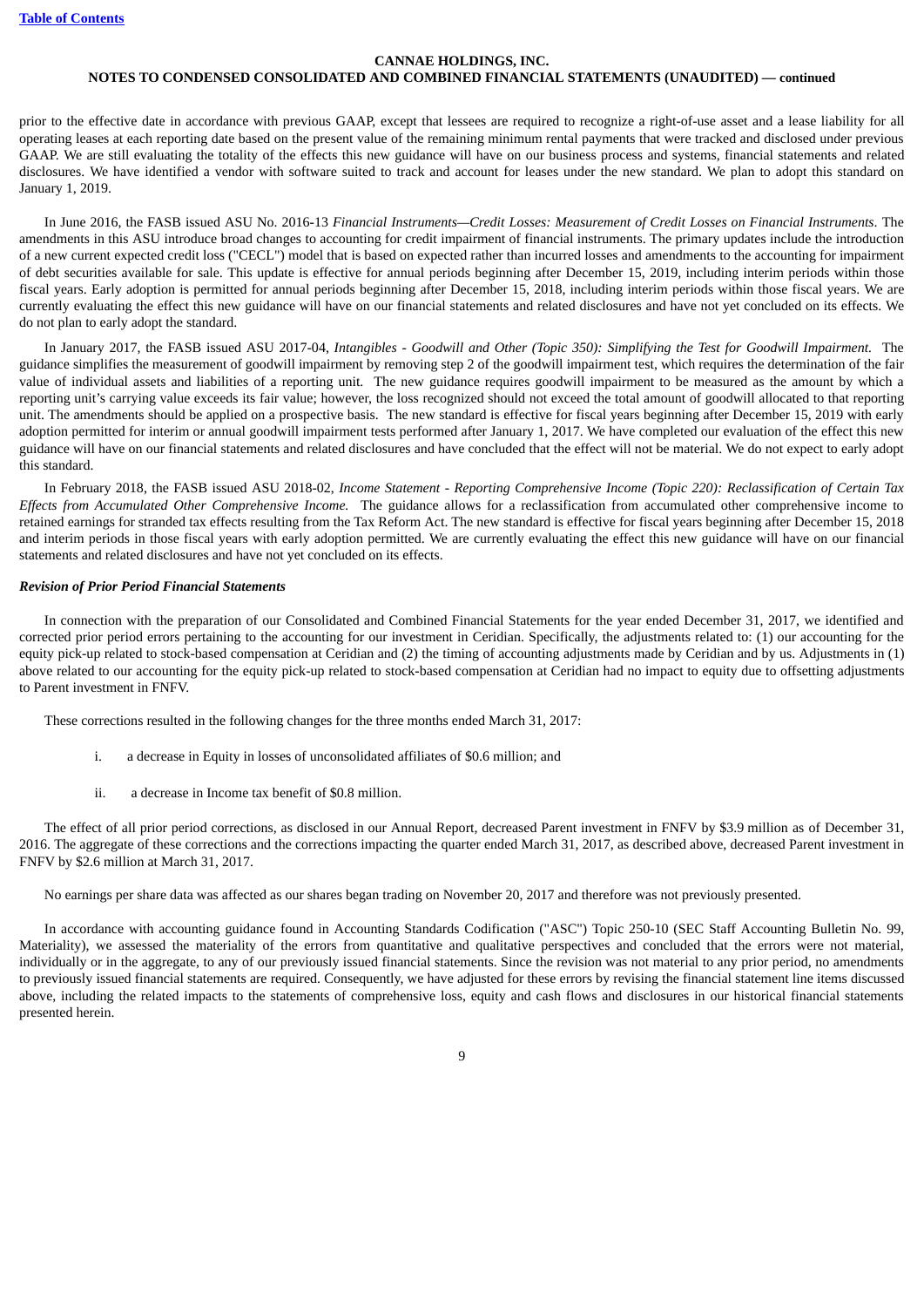prior to the effective date in accordance with previous GAAP, except that lessees are required to recognize a right-of-use asset and a lease liability for all operating leases at each reporting date based on the present value of the remaining minimum rental payments that were tracked and disclosed under previous GAAP. We are still evaluating the totality of the effects this new guidance will have on our business process and systems, financial statements and related disclosures. We have identified a vendor with software suited to track and account for leases under the new standard. We plan to adopt this standard on January 1, 2019.

In June 2016, the FASB issued ASU No. 2016-13 *Financial Instruments—Credit Losses: Measurement of Credit Losses on Financial Instruments*. The amendments in this ASU introduce broad changes to accounting for credit impairment of financial instruments. The primary updates include the introduction of a new current expected credit loss ("CECL") model that is based on expected rather than incurred losses and amendments to the accounting for impairment of debt securities available for sale. This update is effective for annual periods beginning after December 15, 2019, including interim periods within those fiscal years. Early adoption is permitted for annual periods beginning after December 15, 2018, including interim periods within those fiscal years. We are currently evaluating the effect this new guidance will have on our financial statements and related disclosures and have not yet concluded on its effects. We do not plan to early adopt the standard.

In January 2017, the FASB issued ASU 2017-04, *Intangibles - Goodwill and Other (Topic 350): Simplifying the Test for Goodwill Impairment.* The guidance simplifies the measurement of goodwill impairment by removing step 2 of the goodwill impairment test, which requires the determination of the fair value of individual assets and liabilities of a reporting unit. The new guidance requires goodwill impairment to be measured as the amount by which a reporting unit's carrying value exceeds its fair value; however, the loss recognized should not exceed the total amount of goodwill allocated to that reporting unit. The amendments should be applied on a prospective basis. The new standard is effective for fiscal years beginning after December 15, 2019 with early adoption permitted for interim or annual goodwill impairment tests performed after January 1, 2017. We have completed our evaluation of the effect this new guidance will have on our financial statements and related disclosures and have concluded that the effect will not be material. We do not expect to early adopt this standard.

In February 2018, the FASB issued ASU 2018-02, *Income Statement - Reporting Comprehensive Income (Topic 220): Reclassification of Certain Tax Effects from Accumulated Other Comprehensive Income.* The guidance allows for a reclassification from accumulated other comprehensive income to retained earnings for stranded tax effects resulting from the Tax Reform Act. The new standard is effective for fiscal years beginning after December 15, 2018 and interim periods in those fiscal years with early adoption permitted. We are currently evaluating the effect this new guidance will have on our financial statements and related disclosures and have not yet concluded on its effects.

***Revision of Prior Period Financial Statements***

In connection with the preparation of our Consolidated and Combined Financial Statements for the year ended December 31, 2017, we identified and corrected prior period errors pertaining to the accounting for our investment in Ceridian. Specifically, the adjustments related to: (1) our accounting for the equity pick-up related to stock-based compensation at Ceridian and (2) the timing of accounting adjustments made by Ceridian and by us. Adjustments in (1) above related to our accounting for the equity pick-up related to stock-based compensation at Ceridian had no impact to equity due to offsetting adjustments to Parent investment in FNFV.

These corrections resulted in the following changes for the three months ended March 31, 2017:

i. a decrease in Equity in losses of unconsolidated affiliates of $0.6 million; and

ii. a decrease in Income tax benefit of $0.8 million.

The effect of all prior period corrections, as disclosed in our Annual Report, decreased Parent investment in FNFV by $3.9 million as of December 31, 2016. The aggregate of these corrections and the corrections impacting the quarter ended March 31, 2017, as described above, decreased Parent investment in FNFV by $2.6 million at March 31, 2017.

No earnings per share data was affected as our shares began trading on November 20, 2017 and therefore was not previously presented.

In accordance with accounting guidance found in Accounting Standards Codification ("ASC") Topic 250-10 (SEC Staff Accounting Bulletin No. 99, Materiality), we assessed the materiality of the errors from quantitative and qualitative perspectives and concluded that the errors were not material, individually or in the aggregate, to any of our previously issued financial statements. Since the revision was not material to any prior period, no amendments to previously issued financial statements are required. Consequently, we have adjusted for these errors by revising the financial statement line items discussed above, including the related impacts to the statements of comprehensive loss, equity and cash flows and disclosures in our historical financial statements presented herein.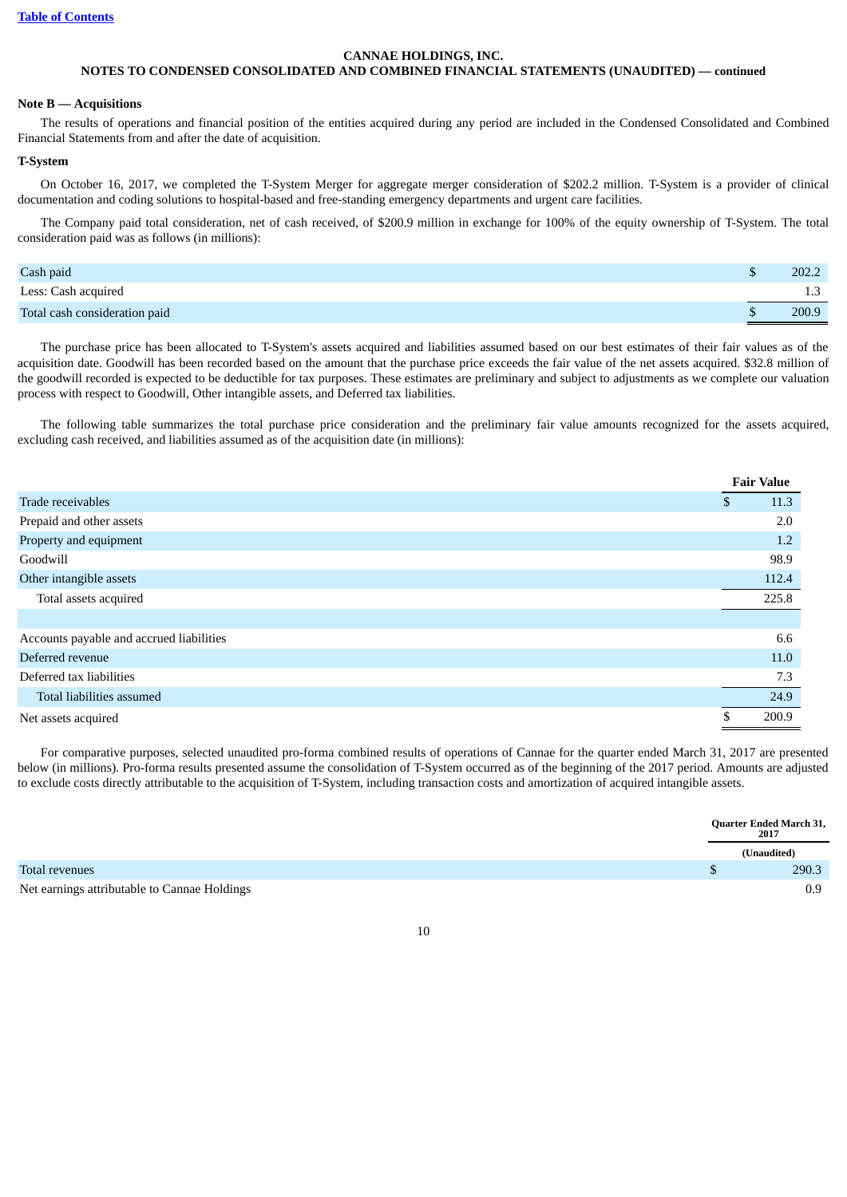**CANNAE HOLDINGS, INC.**
**NOTES TO CONDENSED CONSOLIDATED AND COMBINED FINANCIAL STATEMENTS (UNAUDITED) — continued**

**Note B — Acquisitions**

The results of operations and financial position of the entities acquired during any period are included in the Condensed Consolidated and Combined Financial Statements from and after the date of acquisition.

**T-System**

On October 16, 2017, we completed the T-System Merger for aggregate merger consideration of $202.2 million. T-System is a provider of clinical documentation and coding solutions to hospital-based and free-standing emergency departments and urgent care facilities.

The Company paid total consideration, net of cash received, of $200.9 million in exchange for 100% of the equity ownership of T-System. The total consideration paid was as follows (in millions):

| | | |
|---|---|---|
| Cash paid | $ | 202.2 |
| Less: Cash acquired | | 1.3 |
| Total cash consideration paid | $ | 200.9 |

The purchase price has been allocated to T-System's assets acquired and liabilities assumed based on our best estimates of their fair values as of the acquisition date. Goodwill has been recorded based on the amount that the purchase price exceeds the fair value of the net assets acquired. $32.8 million of the goodwill recorded is expected to be deductible for tax purposes. These estimates are preliminary and subject to adjustments as we complete our valuation process with respect to Goodwill, Other intangible assets, and Deferred tax liabilities.

The following table summarizes the total purchase price consideration and the preliminary fair value amounts recognized for the assets acquired, excluding cash received, and liabilities assumed as of the acquisition date (in millions):

| | Fair Value | |
|---|---|---|
| Trade receivables | $ | 11.3 |
| Prepaid and other assets | | 2.0 |
| Property and equipment | | 1.2 |
| Goodwill | | 98.9 |
| Other intangible assets | | 112.4 |
| Total assets acquired | | 225.8 |
| | | |
| Accounts payable and accrued liabilities | | 6.6 |
| Deferred revenue | | 11.0 |
| Deferred tax liabilities | | 7.3 |
| Total liabilities assumed | | 24.9 |
| Net assets acquired | $ | 200.9 |

For comparative purposes, selected unaudited pro-forma combined results of operations of Cannae for the quarter ended March 31, 2017 are presented below (in millions). Pro-forma results presented assume the consolidation of T-System occurred as of the beginning of the 2017 period. Amounts are adjusted to exclude costs directly attributable to the acquisition of T-System, including transaction costs and amortization of acquired intangible assets.

| | Quarter Ended March 31, 2017 | |
|---|---|---|
| | (Unaudited) | |
| Total revenues | $ | 290.3 |
| Net earnings attributable to Cannae Holdings | | 0.9 |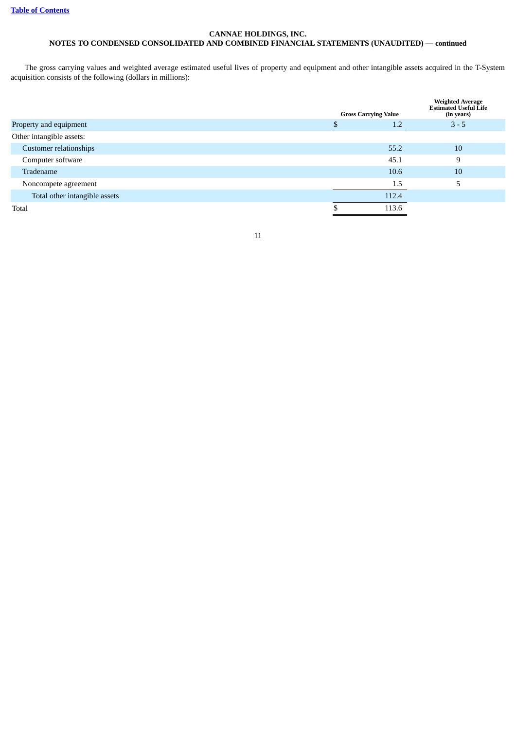**CANNAE HOLDINGS, INC.**
**NOTES TO CONDENSED CONSOLIDATED AND COMBINED FINANCIAL STATEMENTS (UNAUDITED) — continued**

The gross carrying values and weighted average estimated useful lives of property and equipment and other intangible assets acquired in the T-System acquisition consists of the following (dollars in millions):

| | Gross Carrying Value | Weighted Average Estimated Useful Life (in years) |
|---|---|---|
| Property and equipment | $ 1.2 | 3 - 5 |
| Other intangible assets: | | |
| Customer relationships | 55.2 | 10 |
| Computer software | 45.1 | 9 |
| Tradename | 10.6 | 10 |
| Noncompete agreement | 1.5 | 5 |
| Total other intangible assets | 112.4 | |
| Total | $ 113.6 | |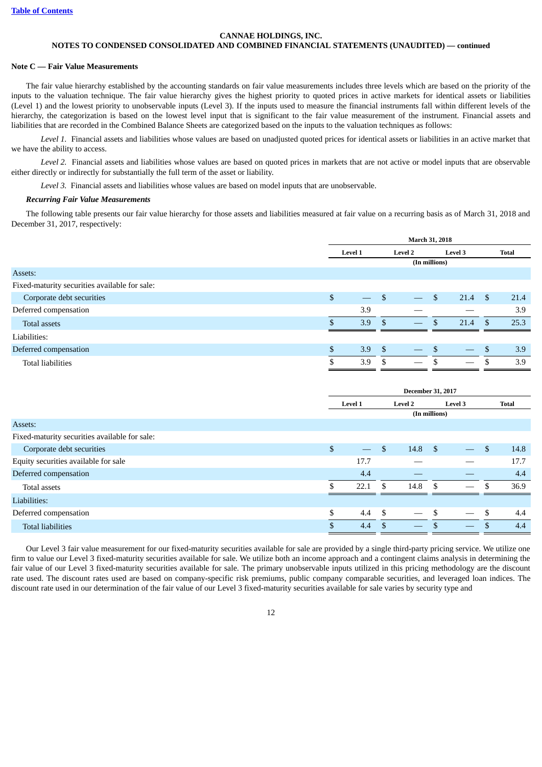**CANNAE HOLDINGS, INC.**
**NOTES TO CONDENSED CONSOLIDATED AND COMBINED FINANCIAL STATEMENTS (UNAUDITED) — continued**

**Note C — Fair Value Measurements**

The fair value hierarchy established by the accounting standards on fair value measurements includes three levels which are based on the priority of the inputs to the valuation technique. The fair value hierarchy gives the highest priority to quoted prices in active markets for identical assets or liabilities (Level 1) and the lowest priority to unobservable inputs (Level 3). If the inputs used to measure the financial instruments fall within different levels of the hierarchy, the categorization is based on the lowest level input that is significant to the fair value measurement of the instrument. Financial assets and liabilities that are recorded in the Combined Balance Sheets are categorized based on the inputs to the valuation techniques as follows:

*Level 1.* Financial assets and liabilities whose values are based on unadjusted quoted prices for identical assets or liabilities in an active market that we have the ability to access.

*Level 2.* Financial assets and liabilities whose values are based on quoted prices in markets that are not active or model inputs that are observable either directly or indirectly for substantially the full term of the asset or liability.

*Level 3.* Financial assets and liabilities whose values are based on model inputs that are unobservable.

***Recurring Fair Value Measurements***

The following table presents our fair value hierarchy for those assets and liabilities measured at fair value on a recurring basis as of March 31, 2018 and December 31, 2017, respectively:

| | March 31, 2018 | | | |
|---|---|---|---|---|
| | Level 1 | Level 2 | Level 3 | Total |
| | (In millions) | | | |
| Assets: | | | | |
| Fixed-maturity securities available for sale: | | | | |
| Corporate debt securities | $ — | $ — | $ 21.4 | $ 21.4 |
| Deferred compensation | 3.9 | — | — | 3.9 |
| Total assets | $ 3.9 | $ — | $ 21.4 | $ 25.3 |
| Liabilities: | | | | |
| Deferred compensation | $ 3.9 | $ — | $ — | $ 3.9 |
| Total liabilities | $ 3.9 | $ — | $ — | $ 3.9 |

| | December 31, 2017 | | | |
|---|---|---|---|---|
| | Level 1 | Level 2 | Level 3 | Total |
| | (In millions) | | | |
| Assets: | | | | |
| Fixed-maturity securities available for sale: | | | | |
| Corporate debt securities | $ — | $ 14.8 | $ — | $ 14.8 |
| Equity securities available for sale | 17.7 | — | — | 17.7 |
| Deferred compensation | 4.4 | — | — | 4.4 |
| Total assets | $ 22.1 | $ 14.8 | $ — | $ 36.9 |
| Liabilities: | | | | |
| Deferred compensation | $ 4.4 | $ — | $ — | $ 4.4 |
| Total liabilities | $ 4.4 | $ — | $ — | $ 4.4 |

Our Level 3 fair value measurement for our fixed-maturity securities available for sale are provided by a single third-party pricing service. We utilize one firm to value our Level 3 fixed-maturity securities available for sale. We utilize both an income approach and a contingent claims analysis in determining the fair value of our Level 3 fixed-maturity securities available for sale. The primary unobservable inputs utilized in this pricing methodology are the discount rate used. The discount rates used are based on company-specific risk premiums, public company comparable securities, and leveraged loan indices. The discount rate used in our determination of the fair value of our Level 3 fixed-maturity securities available for sale varies by security type and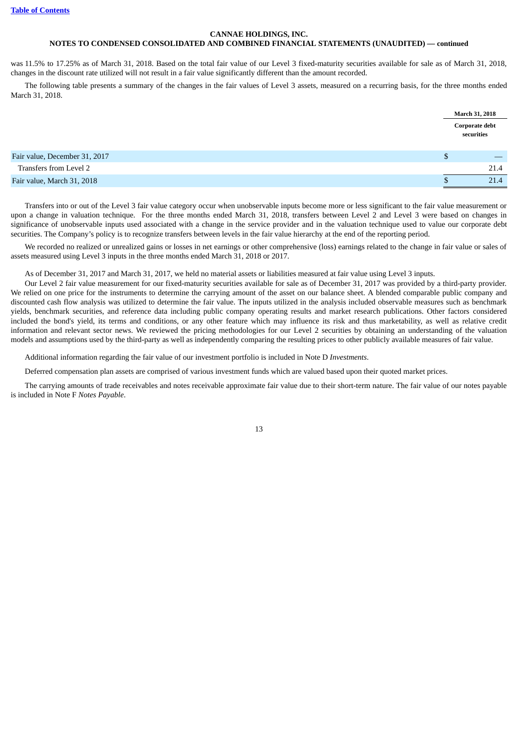was 11.5% to 17.25% as of March 31, 2018. Based on the total fair value of our Level 3 fixed-maturity securities available for sale as of March 31, 2018, changes in the discount rate utilized will not result in a fair value significantly different than the amount recorded.

The following table presents a summary of the changes in the fair values of Level 3 assets, measured on a recurring basis, for the three months ended March 31, 2018.

| | March 31, 2018 |
|---|---|
| | Corporate debt securities |
| Fair value, December 31, 2017 | $ — |
| Transfers from Level 2 | 21.4 |
| Fair value, March 31, 2018 | $ 21.4 |

Transfers into or out of the Level 3 fair value category occur when unobservable inputs become more or less significant to the fair value measurement or upon a change in valuation technique. For the three months ended March 31, 2018, transfers between Level 2 and Level 3 were based on changes in significance of unobservable inputs used associated with a change in the service provider and in the valuation technique used to value our corporate debt securities. The Company's policy is to recognize transfers between levels in the fair value hierarchy at the end of the reporting period.

We recorded no realized or unrealized gains or losses in net earnings or other comprehensive (loss) earnings related to the change in fair value or sales of assets measured using Level 3 inputs in the three months ended March 31, 2018 or 2017.

As of December 31, 2017 and March 31, 2017, we held no material assets or liabilities measured at fair value using Level 3 inputs.

Our Level 2 fair value measurement for our fixed-maturity securities available for sale as of December 31, 2017 was provided by a third-party provider. We relied on one price for the instruments to determine the carrying amount of the asset on our balance sheet. A blended comparable public company and discounted cash flow analysis was utilized to determine the fair value. The inputs utilized in the analysis included observable measures such as benchmark yields, benchmark securities, and reference data including public company operating results and market research publications. Other factors considered included the bond's yield, its terms and conditions, or any other feature which may influence its risk and thus marketability, as well as relative credit information and relevant sector news. We reviewed the pricing methodologies for our Level 2 securities by obtaining an understanding of the valuation models and assumptions used by the third-party as well as independently comparing the resulting prices to other publicly available measures of fair value.

Additional information regarding the fair value of our investment portfolio is included in Note D *Investments*.

Deferred compensation plan assets are comprised of various investment funds which are valued based upon their quoted market prices.

The carrying amounts of trade receivables and notes receivable approximate fair value due to their short-term nature. The fair value of our notes payable is included in Note F *Notes Payable*.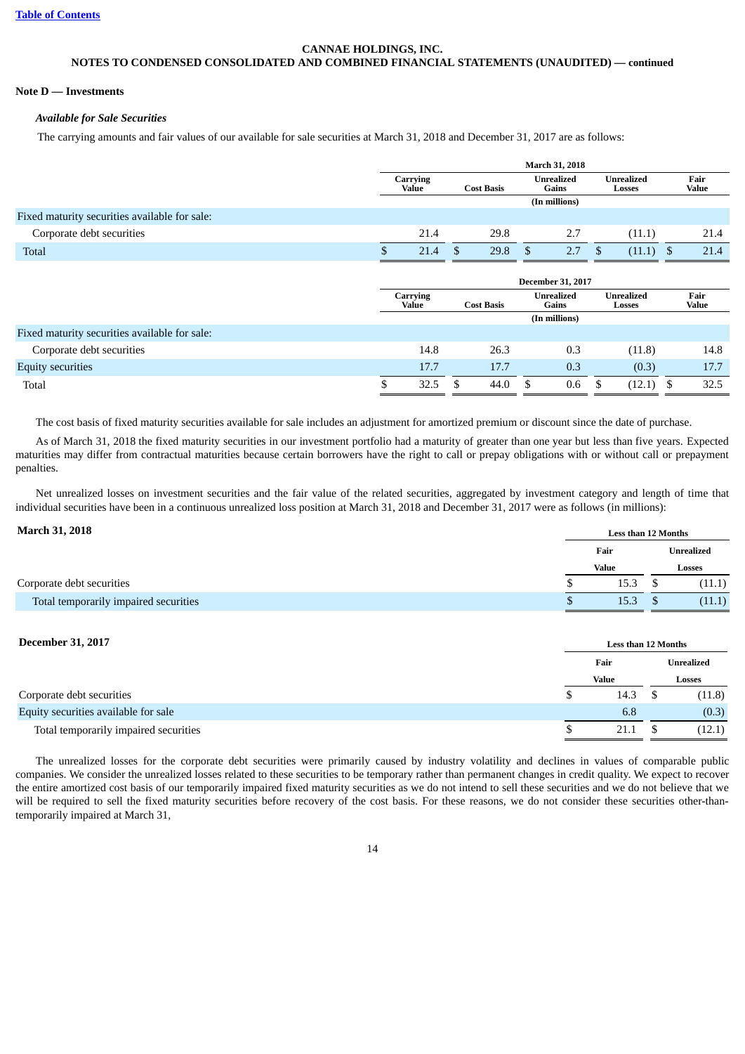CANNAE HOLDINGS, INC.
NOTES TO CONDENSED CONSOLIDATED AND COMBINED FINANCIAL STATEMENTS (UNAUDITED) — continued

**Note D — Investments**

***Available for Sale Securities***

The carrying amounts and fair values of our available for sale securities at March 31, 2018 and December 31, 2017 are as follows:

| | March 31, 2018 | | | | |
|---|---|---|---|---|---|
| | Carrying Value | Cost Basis | Unrealized Gains | Unrealized Losses | Fair Value |
| | (In millions) | | | | |
| Fixed maturity securities available for sale: | | | | | |
| Corporate debt securities | 21.4 | 29.8 | 2.7 | (11.1) | 21.4 |
| Total | $ 21.4 | $ 29.8 | $ 2.7 | $ (11.1) | $ 21.4 |

| | December 31, 2017 | | | | |
|---|---|---|---|---|---|
| | Carrying Value | Cost Basis | Unrealized Gains | Unrealized Losses | Fair Value |
| | (In millions) | | | | |
| Fixed maturity securities available for sale: | | | | | |
| Corporate debt securities | 14.8 | 26.3 | 0.3 | (11.8) | 14.8 |
| Equity securities | 17.7 | 17.7 | 0.3 | (0.3) | 17.7 |
| Total | $ 32.5 | $ 44.0 | $ 0.6 | $ (12.1) | $ 32.5 |

The cost basis of fixed maturity securities available for sale includes an adjustment for amortized premium or discount since the date of purchase.

As of March 31, 2018 the fixed maturity securities in our investment portfolio had a maturity of greater than one year but less than five years. Expected maturities may differ from contractual maturities because certain borrowers have the right to call or prepay obligations with or without call or prepayment penalties.

Net unrealized losses on investment securities and the fair value of the related securities, aggregated by investment category and length of time that individual securities have been in a continuous unrealized loss position at March 31, 2018 and December 31, 2017 were as follows (in millions):

| **March 31, 2018** | Less than 12 Months | |
|---|---|---|
| | Fair Value | Unrealized Losses |
| Corporate debt securities | $ 15.3 | $ (11.1) |
| Total temporarily impaired securities | $ 15.3 | $ (11.1) |

| **December 31, 2017** | Less than 12 Months | |
|---|---|---|
| | Fair Value | Unrealized Losses |
| Corporate debt securities | $ 14.3 | $ (11.8) |
| Equity securities available for sale | 6.8 | (0.3) |
| Total temporarily impaired securities | $ 21.1 | $ (12.1) |

The unrealized losses for the corporate debt securities were primarily caused by industry volatility and declines in values of comparable public companies. We consider the unrealized losses related to these securities to be temporary rather than permanent changes in credit quality. We expect to recover the entire amortized cost basis of our temporarily impaired fixed maturity securities as we do not intend to sell these securities and we do not believe that we will be required to sell the fixed maturity securities before recovery of the cost basis. For these reasons, we do not consider these securities other-than-temporarily impaired at March 31,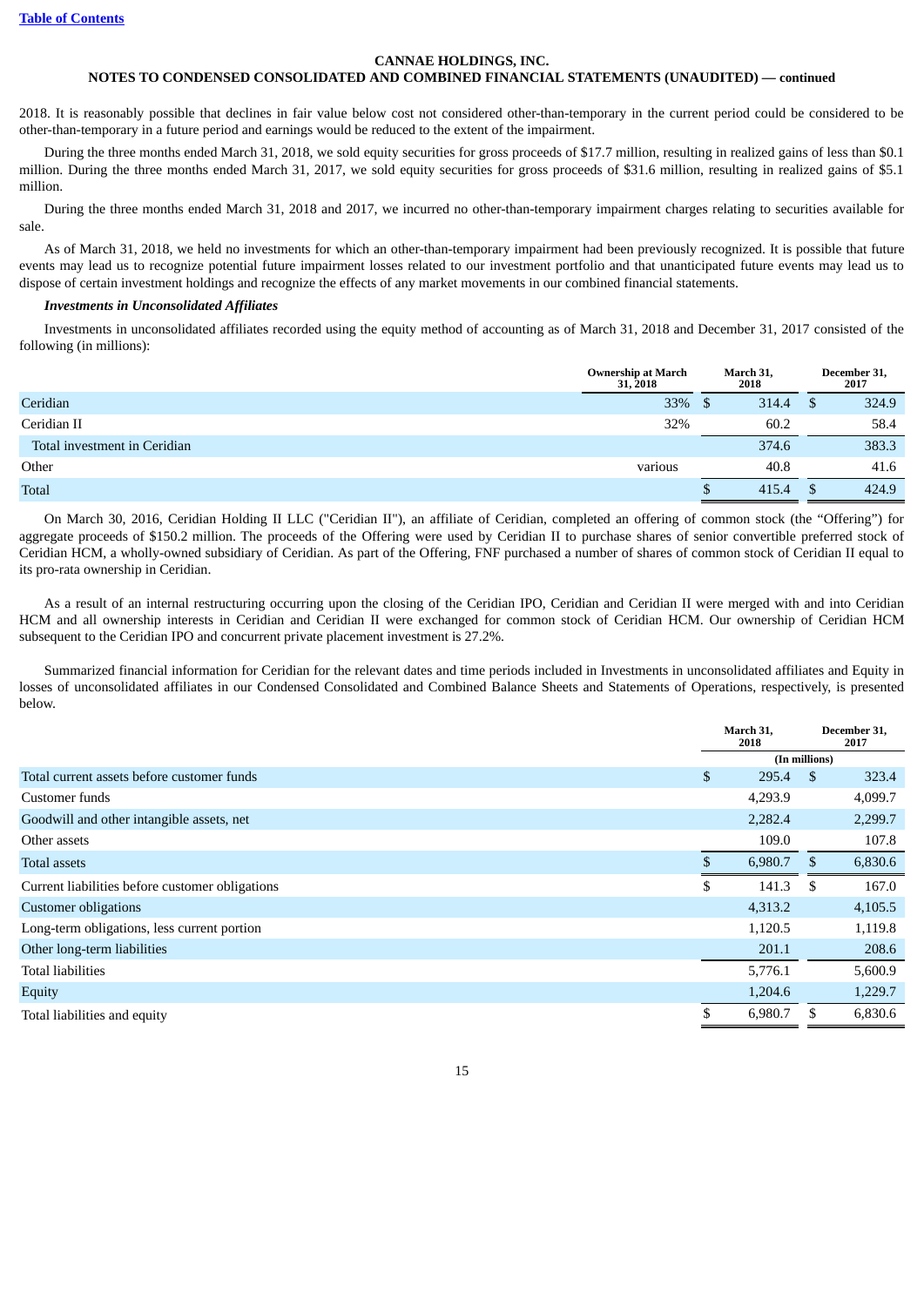2018. It is reasonably possible that declines in fair value below cost not considered other-than-temporary in the current period could be considered to be other-than-temporary in a future period and earnings would be reduced to the extent of the impairment.

During the three months ended March 31, 2018, we sold equity securities for gross proceeds of $17.7 million, resulting in realized gains of less than $0.1 million. During the three months ended March 31, 2017, we sold equity securities for gross proceeds of $31.6 million, resulting in realized gains of $5.1 million.

During the three months ended March 31, 2018 and 2017, we incurred no other-than-temporary impairment charges relating to securities available for sale.

As of March 31, 2018, we held no investments for which an other-than-temporary impairment had been previously recognized. It is possible that future events may lead us to recognize potential future impairment losses related to our investment portfolio and that unanticipated future events may lead us to dispose of certain investment holdings and recognize the effects of any market movements in our combined financial statements.

***Investments in Unconsolidated Affiliates***

Investments in unconsolidated affiliates recorded using the equity method of accounting as of March 31, 2018 and December 31, 2017 consisted of the following (in millions):

| | Ownership at March 31, 2018 | March 31, 2018 | December 31, 2017 |
|---|---|---|---|
| Ceridian | 33% | $ 314.4 | $ 324.9 |
| Ceridian II | 32% | 60.2 | 58.4 |
| Total investment in Ceridian | | 374.6 | 383.3 |
| Other | various | 40.8 | 41.6 |
| Total | | $ 415.4 | $ 424.9 |

On March 30, 2016, Ceridian Holding II LLC ("Ceridian II"), an affiliate of Ceridian, completed an offering of common stock (the "Offering") for aggregate proceeds of $150.2 million. The proceeds of the Offering were used by Ceridian II to purchase shares of senior convertible preferred stock of Ceridian HCM, a wholly-owned subsidiary of Ceridian. As part of the Offering, FNF purchased a number of shares of common stock of Ceridian II equal to its pro-rata ownership in Ceridian.

As a result of an internal restructuring occurring upon the closing of the Ceridian IPO, Ceridian and Ceridian II were merged with and into Ceridian HCM and all ownership interests in Ceridian and Ceridian II were exchanged for common stock of Ceridian HCM. Our ownership of Ceridian HCM subsequent to the Ceridian IPO and concurrent private placement investment is 27.2%.

Summarized financial information for Ceridian for the relevant dates and time periods included in Investments in unconsolidated affiliates and Equity in losses of unconsolidated affiliates in our Condensed Consolidated and Combined Balance Sheets and Statements of Operations, respectively, is presented below.

| | March 31, 2018 | December 31, 2017 |
|---|---|---|
| | (In millions) | |
| Total current assets before customer funds | $ 295.4 | $ 323.4 |
| Customer funds | 4,293.9 | 4,099.7 |
| Goodwill and other intangible assets, net | 2,282.4 | 2,299.7 |
| Other assets | 109.0 | 107.8 |
| Total assets | $ 6,980.7 | $ 6,830.6 |
| Current liabilities before customer obligations | $ 141.3 | $ 167.0 |
| Customer obligations | 4,313.2 | 4,105.5 |
| Long-term obligations, less current portion | 1,120.5 | 1,119.8 |
| Other long-term liabilities | 201.1 | 208.6 |
| Total liabilities | 5,776.1 | 5,600.9 |
| Equity | 1,204.6 | 1,229.7 |
| Total liabilities and equity | $ 6,980.7 | $ 6,830.6 |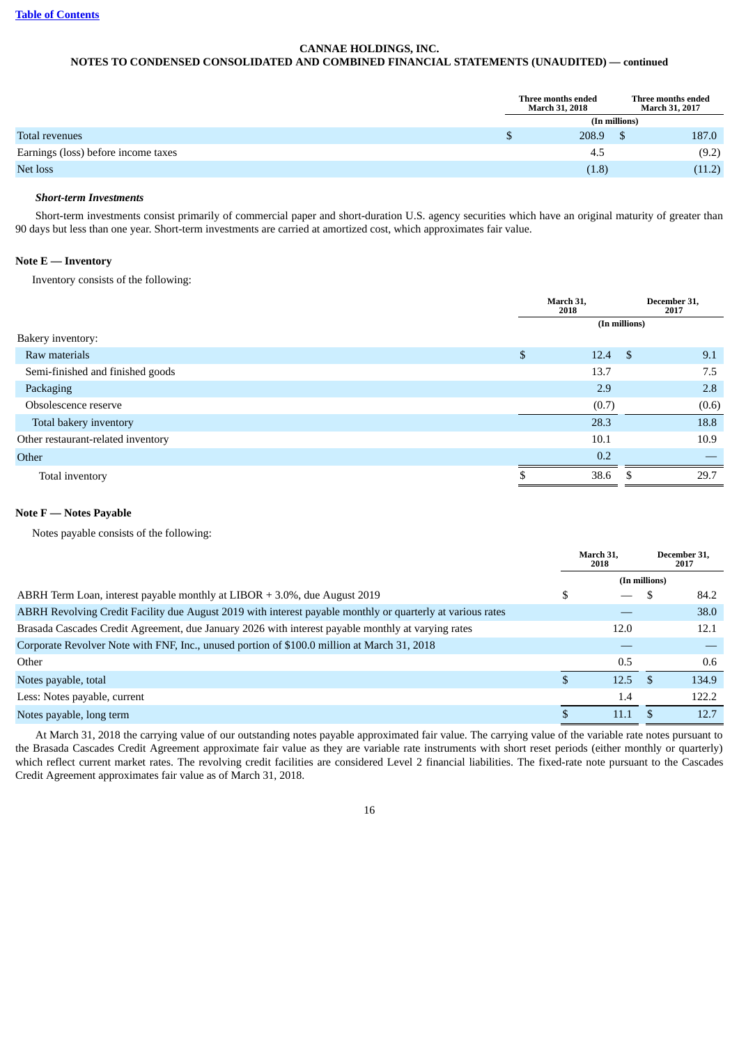| | Three months ended March 31, 2018 | Three months ended March 31, 2017 |
|---|---|---|
| | (In millions) | |
| Total revenues | $ 208.9 | $ 187.0 |
| Earnings (loss) before income taxes | 4.5 | (9.2) |
| Net loss | (1.8) | (11.2) |

***Short-term Investments***

Short-term investments consist primarily of commercial paper and short-duration U.S. agency securities which have an original maturity of greater than 90 days but less than one year. Short-term investments are carried at amortized cost, which approximates fair value.

**Note E — Inventory**

Inventory consists of the following:

| | March 31, 2018 | December 31, 2017 |
|---|---|---|
| | (In millions) | |
| Bakery inventory: | | |
| Raw materials | $ 12.4 | $ 9.1 |
| Semi-finished and finished goods | 13.7 | 7.5 |
| Packaging | 2.9 | 2.8 |
| Obsolescence reserve | (0.7) | (0.6) |
| Total bakery inventory | 28.3 | 18.8 |
| Other restaurant-related inventory | 10.1 | 10.9 |
| Other | 0.2 | — |
| Total inventory | $ 38.6 | $ 29.7 |

**Note F — Notes Payable**

Notes payable consists of the following:

| | March 31, 2018 | December 31, 2017 |
|---|---|---|
| | (In millions) | |
| ABRH Term Loan, interest payable monthly at LIBOR + 3.0%, due August 2019 | $ — | $ 84.2 |
| ABRH Revolving Credit Facility due August 2019 with interest payable monthly or quarterly at various rates | — | 38.0 |
| Brasada Cascades Credit Agreement, due January 2026 with interest payable monthly at varying rates | 12.0 | 12.1 |
| Corporate Revolver Note with FNF, Inc., unused portion of $100.0 million at March 31, 2018 | — | — |
| Other | 0.5 | 0.6 |
| Notes payable, total | $ 12.5 | $ 134.9 |
| Less: Notes payable, current | 1.4 | 122.2 |
| Notes payable, long term | $ 11.1 | $ 12.7 |

At March 31, 2018 the carrying value of our outstanding notes payable approximated fair value. The carrying value of the variable rate notes pursuant to the Brasada Cascades Credit Agreement approximate fair value as they are variable rate instruments with short reset periods (either monthly or quarterly) which reflect current market rates. The revolving credit facilities are considered Level 2 financial liabilities. The fixed-rate note pursuant to the Cascades Credit Agreement approximates fair value as of March 31, 2018.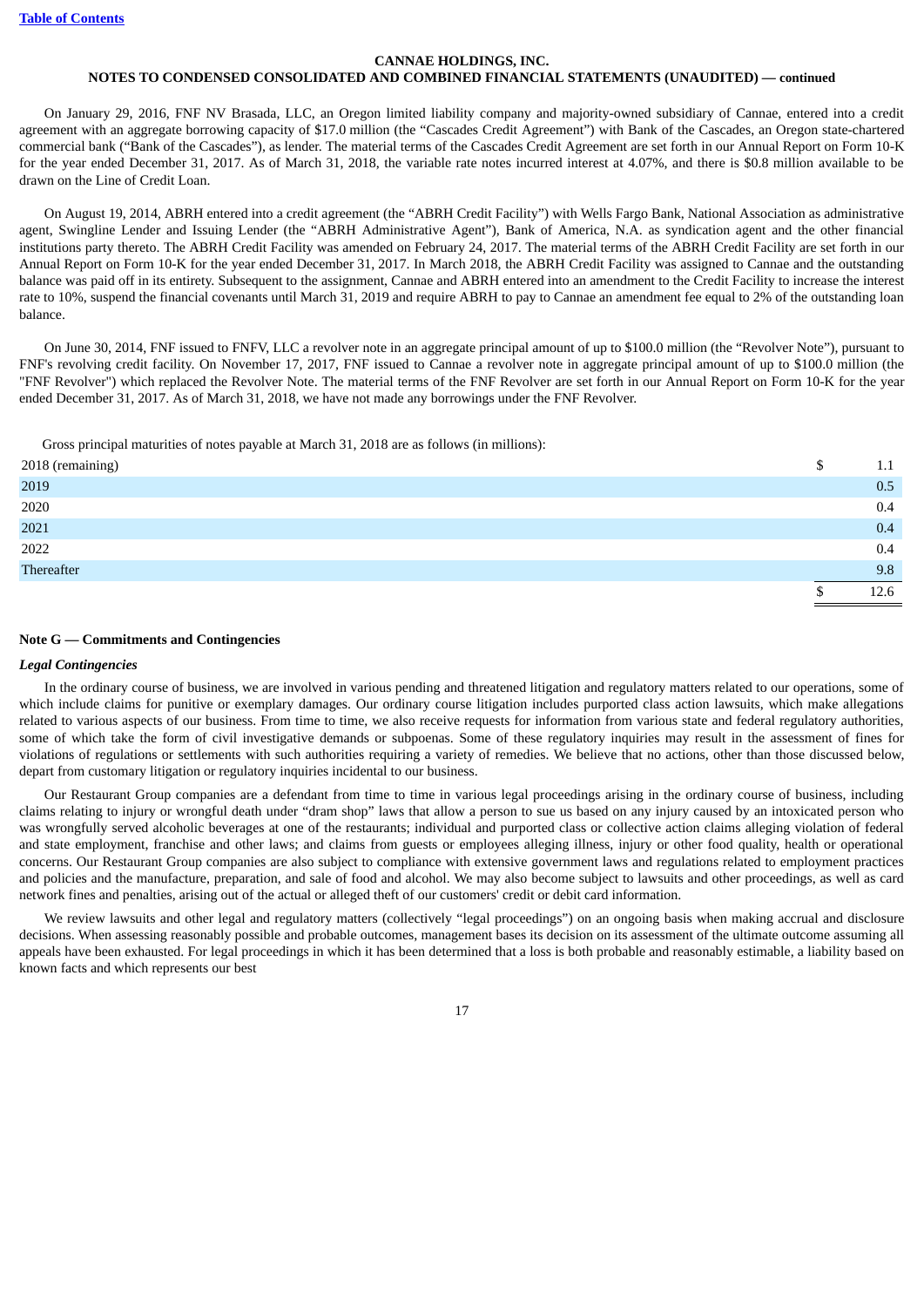On January 29, 2016, FNF NV Brasada, LLC, an Oregon limited liability company and majority-owned subsidiary of Cannae, entered into a credit agreement with an aggregate borrowing capacity of $17.0 million (the "Cascades Credit Agreement") with Bank of the Cascades, an Oregon state-chartered commercial bank ("Bank of the Cascades"), as lender. The material terms of the Cascades Credit Agreement are set forth in our Annual Report on Form 10-K for the year ended December 31, 2017. As of March 31, 2018, the variable rate notes incurred interest at 4.07%, and there is $0.8 million available to be drawn on the Line of Credit Loan.

On August 19, 2014, ABRH entered into a credit agreement (the "ABRH Credit Facility") with Wells Fargo Bank, National Association as administrative agent, Swingline Lender and Issuing Lender (the "ABRH Administrative Agent"), Bank of America, N.A. as syndication agent and the other financial institutions party thereto. The ABRH Credit Facility was amended on February 24, 2017. The material terms of the ABRH Credit Facility are set forth in our Annual Report on Form 10-K for the year ended December 31, 2017. In March 2018, the ABRH Credit Facility was assigned to Cannae and the outstanding balance was paid off in its entirety. Subsequent to the assignment, Cannae and ABRH entered into an amendment to the Credit Facility to increase the interest rate to 10%, suspend the financial covenants until March 31, 2019 and require ABRH to pay to Cannae an amendment fee equal to 2% of the outstanding loan balance.

On June 30, 2014, FNF issued to FNFV, LLC a revolver note in an aggregate principal amount of up to $100.0 million (the "Revolver Note"), pursuant to FNF's revolving credit facility. On November 17, 2017, FNF issued to Cannae a revolver note in aggregate principal amount of up to $100.0 million (the "FNF Revolver") which replaced the Revolver Note. The material terms of the FNF Revolver are set forth in our Annual Report on Form 10-K for the year ended December 31, 2017. As of March 31, 2018, we have not made any borrowings under the FNF Revolver.

Gross principal maturities of notes payable at March 31, 2018 are as follows (in millions):

| | |
|---|---|
| 2018 (remaining) | $ 1.1 |
| 2019 | 0.5 |
| 2020 | 0.4 |
| 2021 | 0.4 |
| 2022 | 0.4 |
| Thereafter | 9.8 |
| | $ 12.6 |

## Note G — Commitments and Contingencies

### *Legal Contingencies*

In the ordinary course of business, we are involved in various pending and threatened litigation and regulatory matters related to our operations, some of which include claims for punitive or exemplary damages. Our ordinary course litigation includes purported class action lawsuits, which make allegations related to various aspects of our business. From time to time, we also receive requests for information from various state and federal regulatory authorities, some of which take the form of civil investigative demands or subpoenas. Some of these regulatory inquiries may result in the assessment of fines for violations of regulations or settlements with such authorities requiring a variety of remedies. We believe that no actions, other than those discussed below, depart from customary litigation or regulatory inquiries incidental to our business.

Our Restaurant Group companies are a defendant from time to time in various legal proceedings arising in the ordinary course of business, including claims relating to injury or wrongful death under "dram shop" laws that allow a person to sue us based on any injury caused by an intoxicated person who was wrongfully served alcoholic beverages at one of the restaurants; individual and purported class or collective action claims alleging violation of federal and state employment, franchise and other laws; and claims from guests or employees alleging illness, injury or other food quality, health or operational concerns. Our Restaurant Group companies are also subject to compliance with extensive government laws and regulations related to employment practices and policies and the manufacture, preparation, and sale of food and alcohol. We may also become subject to lawsuits and other proceedings, as well as card network fines and penalties, arising out of the actual or alleged theft of our customers' credit or debit card information.

We review lawsuits and other legal and regulatory matters (collectively "legal proceedings") on an ongoing basis when making accrual and disclosure decisions. When assessing reasonably possible and probable outcomes, management bases its decision on its assessment of the ultimate outcome assuming all appeals have been exhausted. For legal proceedings in which it has been determined that a loss is both probable and reasonably estimable, a liability based on known facts and which represents our best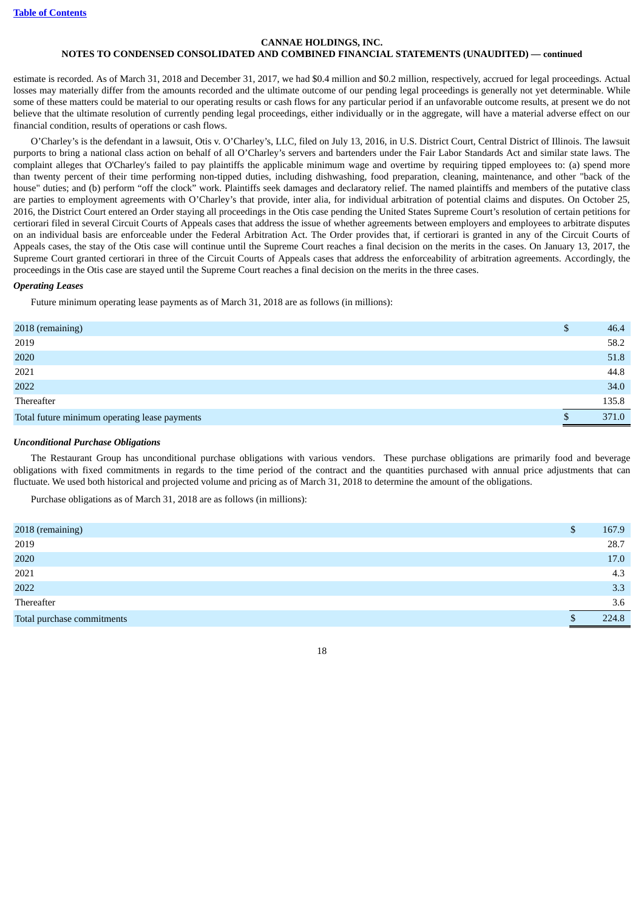estimate is recorded. As of March 31, 2018 and December 31, 2017, we had $0.4 million and $0.2 million, respectively, accrued for legal proceedings. Actual losses may materially differ from the amounts recorded and the ultimate outcome of our pending legal proceedings is generally not yet determinable. While some of these matters could be material to our operating results or cash flows for any particular period if an unfavorable outcome results, at present we do not believe that the ultimate resolution of currently pending legal proceedings, either individually or in the aggregate, will have a material adverse effect on our financial condition, results of operations or cash flows.

O'Charley's is the defendant in a lawsuit, Otis v. O'Charley's, LLC, filed on July 13, 2016, in U.S. District Court, Central District of Illinois. The lawsuit purports to bring a national class action on behalf of all O'Charley's servers and bartenders under the Fair Labor Standards Act and similar state laws. The complaint alleges that O'Charley's failed to pay plaintiffs the applicable minimum wage and overtime by requiring tipped employees to: (a) spend more than twenty percent of their time performing non-tipped duties, including dishwashing, food preparation, cleaning, maintenance, and other "back of the house" duties; and (b) perform "off the clock" work. Plaintiffs seek damages and declaratory relief. The named plaintiffs and members of the putative class are parties to employment agreements with O'Charley's that provide, inter alia, for individual arbitration of potential claims and disputes. On October 25, 2016, the District Court entered an Order staying all proceedings in the Otis case pending the United States Supreme Court's resolution of certain petitions for certiorari filed in several Circuit Courts of Appeals cases that address the issue of whether agreements between employers and employees to arbitrate disputes on an individual basis are enforceable under the Federal Arbitration Act. The Order provides that, if certiorari is granted in any of the Circuit Courts of Appeals cases, the stay of the Otis case will continue until the Supreme Court reaches a final decision on the merits in the cases. On January 13, 2017, the Supreme Court granted certiorari in three of the Circuit Courts of Appeals cases that address the enforceability of arbitration agreements. Accordingly, the proceedings in the Otis case are stayed until the Supreme Court reaches a final decision on the merits in the three cases.

***Operating Leases***

Future minimum operating lease payments as of March 31, 2018 are as follows (in millions):

| | |
|---|---|
| 2018 (remaining) | $ 46.4 |
| 2019 | 58.2 |
| 2020 | 51.8 |
| 2021 | 44.8 |
| 2022 | 34.0 |
| Thereafter | 135.8 |
| Total future minimum operating lease payments | $ 371.0 |

***Unconditional Purchase Obligations***

The Restaurant Group has unconditional purchase obligations with various vendors. These purchase obligations are primarily food and beverage obligations with fixed commitments in regards to the time period of the contract and the quantities purchased with annual price adjustments that can fluctuate. We used both historical and projected volume and pricing as of March 31, 2018 to determine the amount of the obligations.

Purchase obligations as of March 31, 2018 are as follows (in millions):

| | |
|---|---|
| 2018 (remaining) | $ 167.9 |
| 2019 | 28.7 |
| 2020 | 17.0 |
| 2021 | 4.3 |
| 2022 | 3.3 |
| Thereafter | 3.6 |
| Total purchase commitments | $ 224.8 |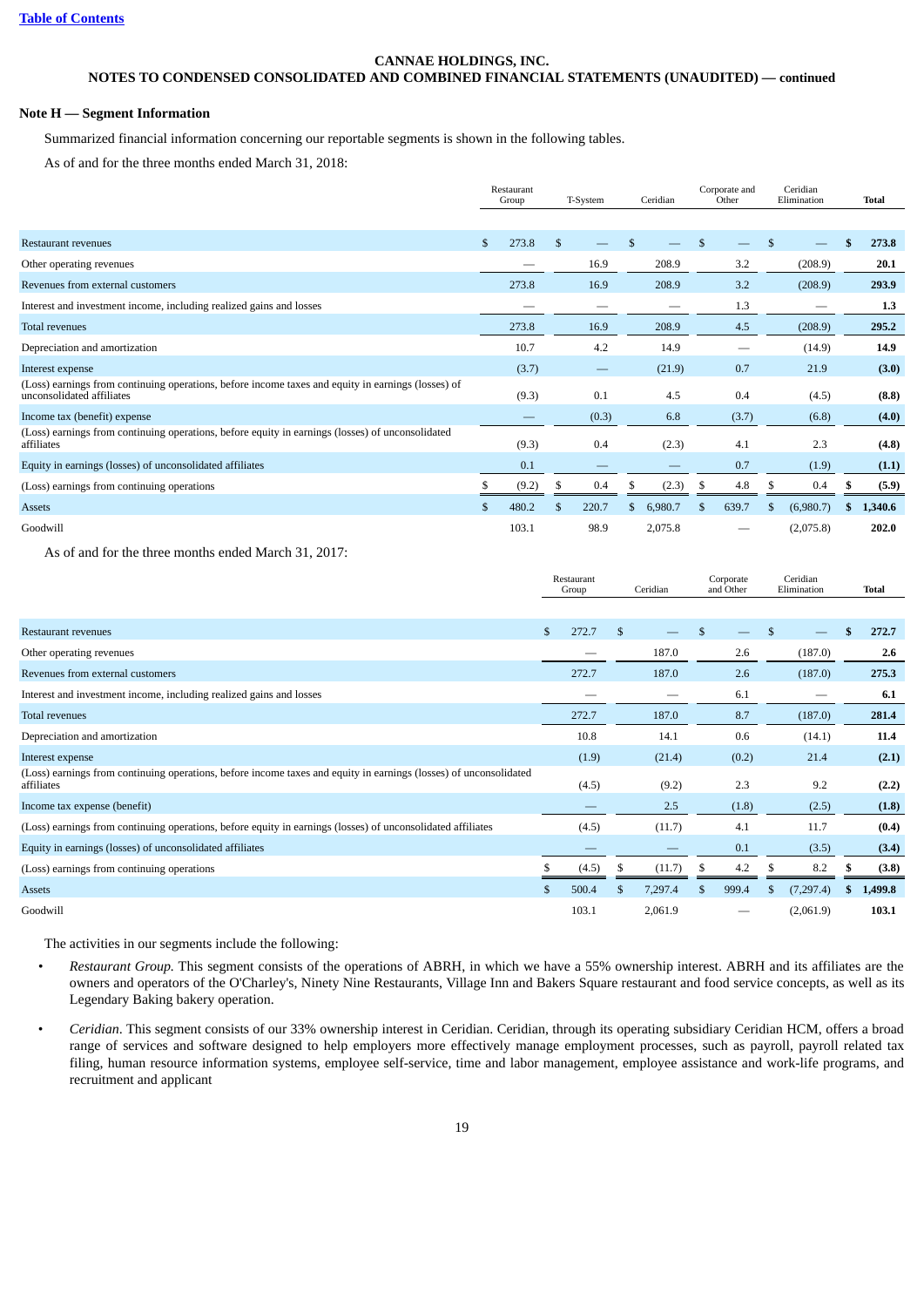CANNAE HOLDINGS, INC.
NOTES TO CONDENSED CONSOLIDATED AND COMBINED FINANCIAL STATEMENTS (UNAUDITED) — continued

**Note H — Segment Information**

Summarized financial information concerning our reportable segments is shown in the following tables.

As of and for the three months ended March 31, 2018:

| | Restaurant Group | T-System | Ceridian | Corporate and Other | Ceridian Elimination | Total |
|---|---|---|---|---|---|---|
| Restaurant revenues | $ 273.8 | $ — | $ — | $ — | $ — | **$ 273.8** |
| Other operating revenues | — | 16.9 | 208.9 | 3.2 | (208.9) | **20.1** |
| Revenues from external customers | 273.8 | 16.9 | 208.9 | 3.2 | (208.9) | **293.9** |
| Interest and investment income, including realized gains and losses | — | — | — | 1.3 | — | **1.3** |
| Total revenues | 273.8 | 16.9 | 208.9 | 4.5 | (208.9) | **295.2** |
| Depreciation and amortization | 10.7 | 4.2 | 14.9 | — | (14.9) | **14.9** |
| Interest expense | (3.7) | — | (21.9) | 0.7 | 21.9 | **(3.0)** |
| (Loss) earnings from continuing operations, before income taxes and equity in earnings (losses) of unconsolidated affiliates | (9.3) | 0.1 | 4.5 | 0.4 | (4.5) | **(8.8)** |
| Income tax (benefit) expense | — | (0.3) | 6.8 | (3.7) | (6.8) | **(4.0)** |
| (Loss) earnings from continuing operations, before equity in earnings (losses) of unconsolidated affiliates | (9.3) | 0.4 | (2.3) | 4.1 | 2.3 | **(4.8)** |
| Equity in earnings (losses) of unconsolidated affiliates | 0.1 | — | — | 0.7 | (1.9) | **(1.1)** |
| (Loss) earnings from continuing operations | $ (9.2) | $ 0.4 | $ (2.3) | $ 4.8 | $ 0.4 | **$ (5.9)** |
| Assets | $ 480.2 | $ 220.7 | $ 6,980.7 | $ 639.7 | $ (6,980.7) | **$ 1,340.6** |
| Goodwill | 103.1 | 98.9 | 2,075.8 | — | (2,075.8) | **202.0** |

As of and for the three months ended March 31, 2017:

| | Restaurant Group | Ceridian | Corporate and Other | Ceridian Elimination | Total |
|---|---|---|---|---|---|
| Restaurant revenues | $ 272.7 | $ — | $ — | $ — | **$ 272.7** |
| Other operating revenues | — | 187.0 | 2.6 | (187.0) | **2.6** |
| Revenues from external customers | 272.7 | 187.0 | 2.6 | (187.0) | **275.3** |
| Interest and investment income, including realized gains and losses | — | — | 6.1 | — | **6.1** |
| Total revenues | 272.7 | 187.0 | 8.7 | (187.0) | **281.4** |
| Depreciation and amortization | 10.8 | 14.1 | 0.6 | (14.1) | **11.4** |
| Interest expense | (1.9) | (21.4) | (0.2) | 21.4 | **(2.1)** |
| (Loss) earnings from continuing operations, before income taxes and equity in earnings (losses) of unconsolidated affiliates | (4.5) | (9.2) | 2.3 | 9.2 | **(2.2)** |
| Income tax expense (benefit) | — | 2.5 | (1.8) | (2.5) | **(1.8)** |
| (Loss) earnings from continuing operations, before equity in earnings (losses) of unconsolidated affiliates | (4.5) | (11.7) | 4.1 | 11.7 | **(0.4)** |
| Equity in earnings (losses) of unconsolidated affiliates | — | — | 0.1 | (3.5) | **(3.4)** |
| (Loss) earnings from continuing operations | $ (4.5) | $ (11.7) | $ 4.2 | $ 8.2 | **$ (3.8)** |
| Assets | $ 500.4 | $ 7,297.4 | $ 999.4 | $ (7,297.4) | **$ 1,499.8** |
| Goodwill | 103.1 | 2,061.9 | — | (2,061.9) | **103.1** |

The activities in our segments include the following:

- *Restaurant Group.* This segment consists of the operations of ABRH, in which we have a 55% ownership interest. ABRH and its affiliates are the owners and operators of the O'Charley's, Ninety Nine Restaurants, Village Inn and Bakers Square restaurant and food service concepts, as well as its Legendary Baking bakery operation.
- *Ceridian*. This segment consists of our 33% ownership interest in Ceridian. Ceridian, through its operating subsidiary Ceridian HCM, offers a broad range of services and software designed to help employers more effectively manage employment processes, such as payroll, payroll related tax filing, human resource information systems, employee self-service, time and labor management, employee assistance and work-life programs, and recruitment and applicant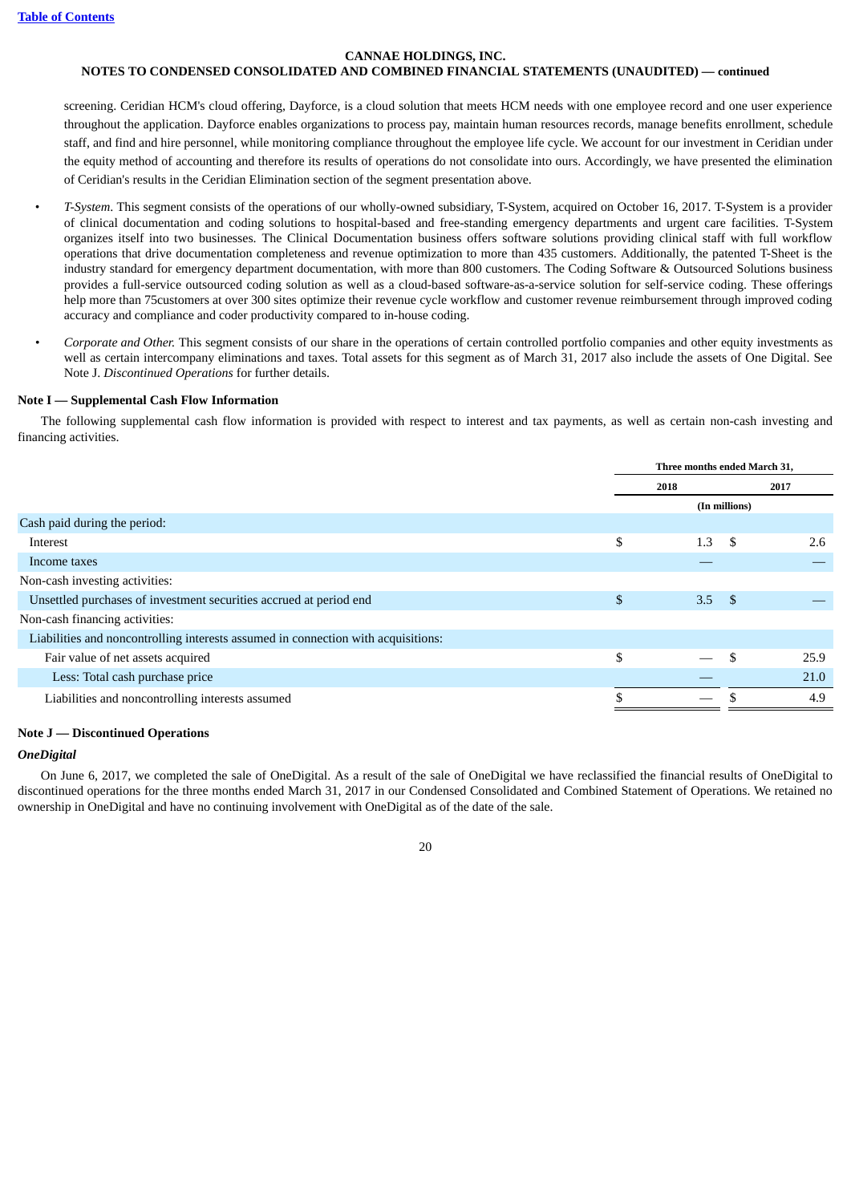screening. Ceridian HCM's cloud offering, Dayforce, is a cloud solution that meets HCM needs with one employee record and one user experience throughout the application. Dayforce enables organizations to process pay, maintain human resources records, manage benefits enrollment, schedule staff, and find and hire personnel, while monitoring compliance throughout the employee life cycle. We account for our investment in Ceridian under the equity method of accounting and therefore its results of operations do not consolidate into ours. Accordingly, we have presented the elimination of Ceridian's results in the Ceridian Elimination section of the segment presentation above.

- *T-System*. This segment consists of the operations of our wholly-owned subsidiary, T-System, acquired on October 16, 2017. T-System is a provider of clinical documentation and coding solutions to hospital-based and free-standing emergency departments and urgent care facilities. T-System organizes itself into two businesses. The Clinical Documentation business offers software solutions providing clinical staff with full workflow operations that drive documentation completeness and revenue optimization to more than 435 customers. Additionally, the patented T-Sheet is the industry standard for emergency department documentation, with more than 800 customers. The Coding Software & Outsourced Solutions business provides a full-service outsourced coding solution as well as a cloud-based software-as-a-service solution for self-service coding. These offerings help more than 75customers at over 300 sites optimize their revenue cycle workflow and customer revenue reimbursement through improved coding accuracy and compliance and coder productivity compared to in-house coding.
- *Corporate and Other.* This segment consists of our share in the operations of certain controlled portfolio companies and other equity investments as well as certain intercompany eliminations and taxes. Total assets for this segment as of March 31, 2017 also include the assets of One Digital. See Note J. *Discontinued Operations* for further details.

**Note I — Supplemental Cash Flow Information**

The following supplemental cash flow information is provided with respect to interest and tax payments, as well as certain non-cash investing and financing activities.

| | Three months ended March 31, | |
|---|---|---|
| | 2018 | 2017 |
| | (In millions) | |
| Cash paid during the period: | | |
| Interest | $ 1.3 | $ 2.6 |
| Income taxes | — | — |
| Non-cash investing activities: | | |
| Unsettled purchases of investment securities accrued at period end | $ 3.5 | $ — |
| Non-cash financing activities: | | |
| Liabilities and noncontrolling interests assumed in connection with acquisitions: | | |
| Fair value of net assets acquired | $ — | $ 25.9 |
| Less: Total cash purchase price | — | 21.0 |
| Liabilities and noncontrolling interests assumed | $ — | $ 4.9 |

**Note J — Discontinued Operations**

***OneDigital***

On June 6, 2017, we completed the sale of OneDigital. As a result of the sale of OneDigital we have reclassified the financial results of OneDigital to discontinued operations for the three months ended March 31, 2017 in our Condensed Consolidated and Combined Statement of Operations. We retained no ownership in OneDigital and have no continuing involvement with OneDigital as of the date of the sale.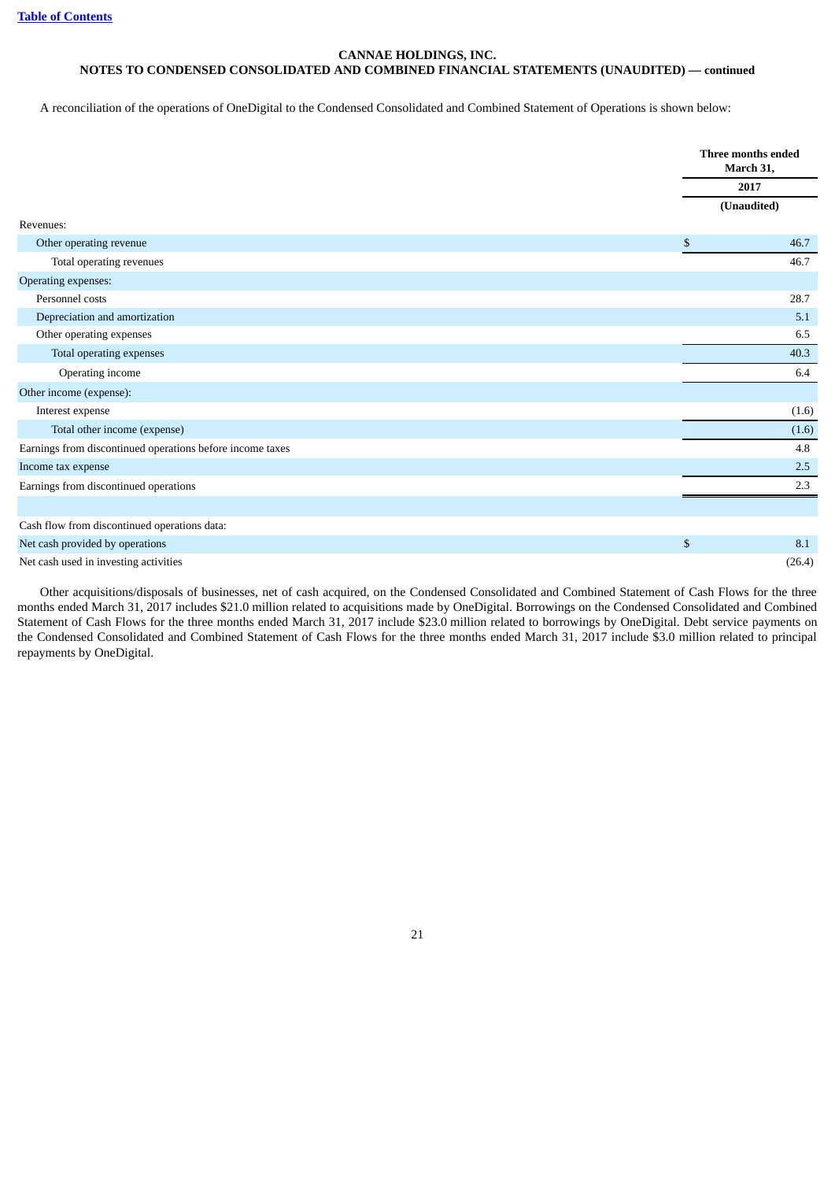**CANNAE HOLDINGS, INC.**
**NOTES TO CONDENSED CONSOLIDATED AND COMBINED FINANCIAL STATEMENTS (UNAUDITED) — continued**

A reconciliation of the operations of OneDigital to the Condensed Consolidated and Combined Statement of Operations is shown below:

| | Three months ended March 31, |
|---|---|
| | 2017 |
| | (Unaudited) |
| Revenues: | |
| Other operating revenue | $ 46.7 |
| Total operating revenues | 46.7 |
| Operating expenses: | |
| Personnel costs | 28.7 |
| Depreciation and amortization | 5.1 |
| Other operating expenses | 6.5 |
| Total operating expenses | 40.3 |
| Operating income | 6.4 |
| Other income (expense): | |
| Interest expense | (1.6) |
| Total other income (expense) | (1.6) |
| Earnings from discontinued operations before income taxes | 4.8 |
| Income tax expense | 2.5 |
| Earnings from discontinued operations | 2.3 |
| | |
| Cash flow from discontinued operations data: | |
| Net cash provided by operations | $ 8.1 |
| Net cash used in investing activities | (26.4) |

Other acquisitions/disposals of businesses, net of cash acquired, on the Condensed Consolidated and Combined Statement of Cash Flows for the three months ended March 31, 2017 includes $21.0 million related to acquisitions made by OneDigital. Borrowings on the Condensed Consolidated and Combined Statement of Cash Flows for the three months ended March 31, 2017 include $23.0 million related to borrowings by OneDigital. Debt service payments on the Condensed Consolidated and Combined Statement of Cash Flows for the three months ended March 31, 2017 include $3.0 million related to principal repayments by OneDigital.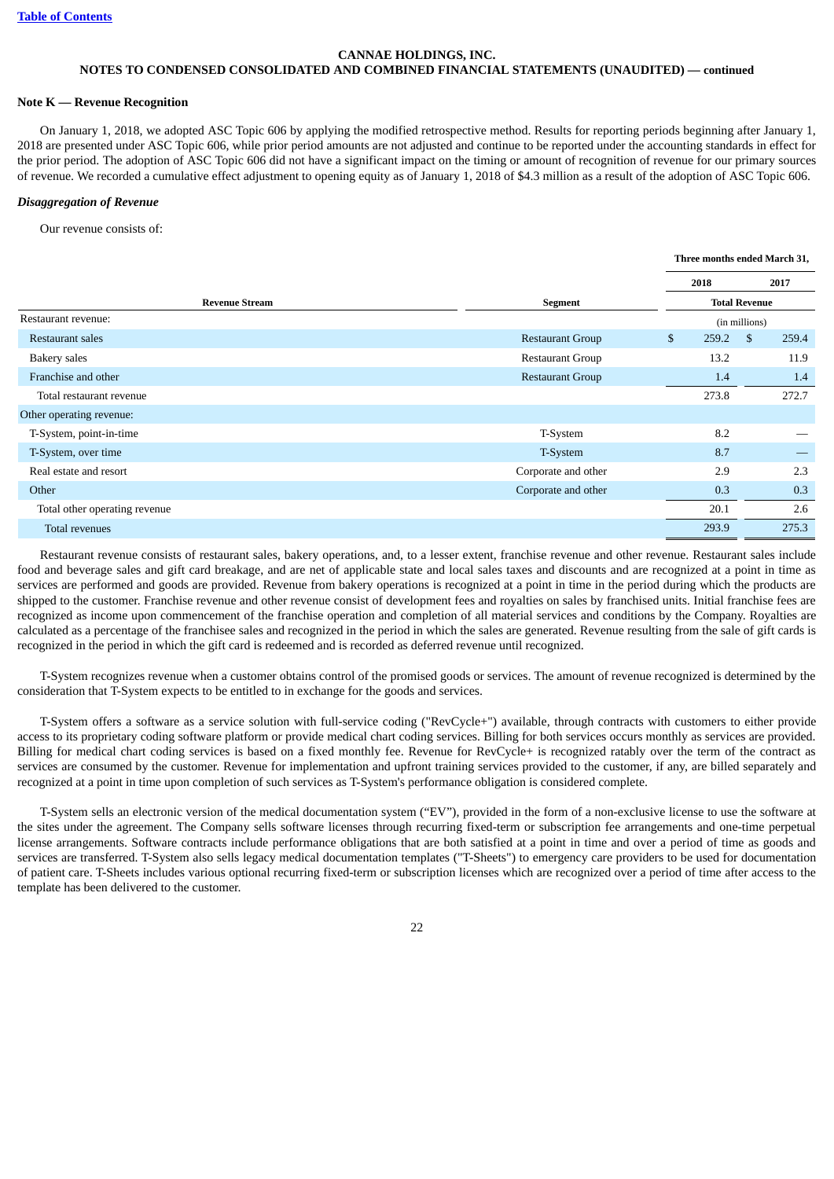CANNAE HOLDINGS, INC.
NOTES TO CONDENSED CONSOLIDATED AND COMBINED FINANCIAL STATEMENTS (UNAUDITED) — continued

**Note K — Revenue Recognition**

On January 1, 2018, we adopted ASC Topic 606 by applying the modified retrospective method. Results for reporting periods beginning after January 1, 2018 are presented under ASC Topic 606, while prior period amounts are not adjusted and continue to be reported under the accounting standards in effect for the prior period. The adoption of ASC Topic 606 did not have a significant impact on the timing or amount of recognition of revenue for our primary sources of revenue. We recorded a cumulative effect adjustment to opening equity as of January 1, 2018 of $4.3 million as a result of the adoption of ASC Topic 606.

***Disaggregation of Revenue***

Our revenue consists of:

| | | Three months ended March 31, | |
|---|---|---|---|
| | | 2018 | 2017 |
| Revenue Stream | Segment | Total Revenue | |
| Restaurant revenue: | | (in millions) | |
| Restaurant sales | Restaurant Group | $ 259.2 | $ 259.4 |
| Bakery sales | Restaurant Group | 13.2 | 11.9 |
| Franchise and other | Restaurant Group | 1.4 | 1.4 |
| Total restaurant revenue | | 273.8 | 272.7 |
| Other operating revenue: | | | |
| T-System, point-in-time | T-System | 8.2 | — |
| T-System, over time | T-System | 8.7 | — |
| Real estate and resort | Corporate and other | 2.9 | 2.3 |
| Other | Corporate and other | 0.3 | 0.3 |
| Total other operating revenue | | 20.1 | 2.6 |
| Total revenues | | 293.9 | 275.3 |

Restaurant revenue consists of restaurant sales, bakery operations, and, to a lesser extent, franchise revenue and other revenue. Restaurant sales include food and beverage sales and gift card breakage, and are net of applicable state and local sales taxes and discounts and are recognized at a point in time as services are performed and goods are provided. Revenue from bakery operations is recognized at a point in time in the period during which the products are shipped to the customer. Franchise revenue and other revenue consist of development fees and royalties on sales by franchised units. Initial franchise fees are recognized as income upon commencement of the franchise operation and completion of all material services and conditions by the Company. Royalties are calculated as a percentage of the franchisee sales and recognized in the period in which the sales are generated. Revenue resulting from the sale of gift cards is recognized in the period in which the gift card is redeemed and is recorded as deferred revenue until recognized.

T-System recognizes revenue when a customer obtains control of the promised goods or services. The amount of revenue recognized is determined by the consideration that T-System expects to be entitled to in exchange for the goods and services.

T-System offers a software as a service solution with full-service coding ("RevCycle+") available, through contracts with customers to either provide access to its proprietary coding software platform or provide medical chart coding services. Billing for both services occurs monthly as services are provided. Billing for medical chart coding services is based on a fixed monthly fee. Revenue for RevCycle+ is recognized ratably over the term of the contract as services are consumed by the customer. Revenue for implementation and upfront training services provided to the customer, if any, are billed separately and recognized at a point in time upon completion of such services as T-System's performance obligation is considered complete.

T-System sells an electronic version of the medical documentation system ("EV"), provided in the form of a non-exclusive license to use the software at the sites under the agreement. The Company sells software licenses through recurring fixed-term or subscription fee arrangements and one-time perpetual license arrangements. Software contracts include performance obligations that are both satisfied at a point in time and over a period of time as goods and services are transferred. T-System also sells legacy medical documentation templates ("T-Sheets") to emergency care providers to be used for documentation of patient care. T-Sheets includes various optional recurring fixed-term or subscription licenses which are recognized over a period of time after access to the template has been delivered to the customer.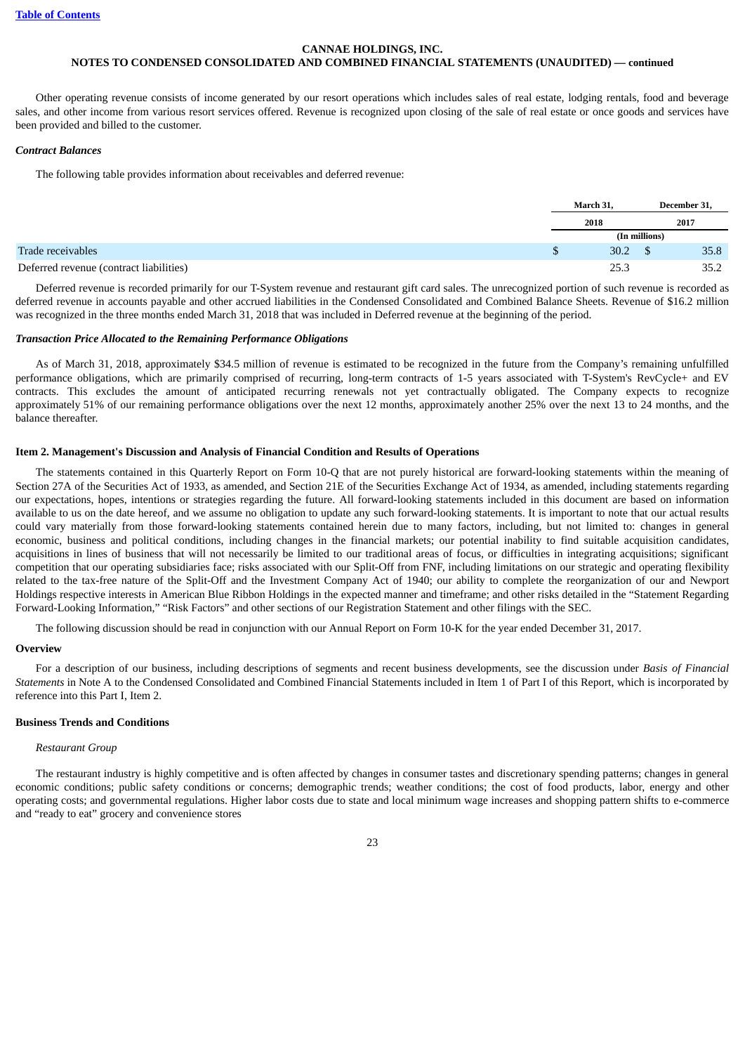Other operating revenue consists of income generated by our resort operations which includes sales of real estate, lodging rentals, food and beverage sales, and other income from various resort services offered. Revenue is recognized upon closing of the sale of real estate or once goods and services have been provided and billed to the customer.

***Contract Balances***

The following table provides information about receivables and deferred revenue:

| | March 31, 2018 | December 31, 2017 |
|---|---|---|
| | (In millions) | |
| Trade receivables | $ 30.2 | $ 35.8 |
| Deferred revenue (contract liabilities) | 25.3 | 35.2 |

Deferred revenue is recorded primarily for our T-System revenue and restaurant gift card sales. The unrecognized portion of such revenue is recorded as deferred revenue in accounts payable and other accrued liabilities in the Condensed Consolidated and Combined Balance Sheets. Revenue of $16.2 million was recognized in the three months ended March 31, 2018 that was included in Deferred revenue at the beginning of the period.

***Transaction Price Allocated to the Remaining Performance Obligations***

As of March 31, 2018, approximately $34.5 million of revenue is estimated to be recognized in the future from the Company's remaining unfulfilled performance obligations, which are primarily comprised of recurring, long-term contracts of 1-5 years associated with T-System's RevCycle+ and EV contracts. This excludes the amount of anticipated recurring renewals not yet contractually obligated. The Company expects to recognize approximately 51% of our remaining performance obligations over the next 12 months, approximately another 25% over the next 13 to 24 months, and the balance thereafter.

## Item 2. Management's Discussion and Analysis of Financial Condition and Results of Operations

The statements contained in this Quarterly Report on Form 10-Q that are not purely historical are forward-looking statements within the meaning of Section 27A of the Securities Act of 1933, as amended, and Section 21E of the Securities Exchange Act of 1934, as amended, including statements regarding our expectations, hopes, intentions or strategies regarding the future. All forward-looking statements included in this document are based on information available to us on the date hereof, and we assume no obligation to update any such forward-looking statements. It is important to note that our actual results could vary materially from those forward-looking statements contained herein due to many factors, including, but not limited to: changes in general economic, business and political conditions, including changes in the financial markets; our potential inability to find suitable acquisition candidates, acquisitions in lines of business that will not necessarily be limited to our traditional areas of focus, or difficulties in integrating acquisitions; significant competition that our operating subsidiaries face; risks associated with our Split-Off from FNF, including limitations on our strategic and operating flexibility related to the tax-free nature of the Split-Off and the Investment Company Act of 1940; our ability to complete the reorganization of our and Newport Holdings respective interests in American Blue Ribbon Holdings in the expected manner and timeframe; and other risks detailed in the "Statement Regarding Forward-Looking Information," "Risk Factors" and other sections of our Registration Statement and other filings with the SEC.

The following discussion should be read in conjunction with our Annual Report on Form 10-K for the year ended December 31, 2017.

### Overview

For a description of our business, including descriptions of segments and recent business developments, see the discussion under *Basis of Financial Statements* in Note A to the Condensed Consolidated and Combined Financial Statements included in Item 1 of Part I of this Report, which is incorporated by reference into this Part I, Item 2.

### Business Trends and Conditions

*Restaurant Group*

The restaurant industry is highly competitive and is often affected by changes in consumer tastes and discretionary spending patterns; changes in general economic conditions; public safety conditions or concerns; demographic trends; weather conditions; the cost of food products, labor, energy and other operating costs; and governmental regulations. Higher labor costs due to state and local minimum wage increases and shopping pattern shifts to e-commerce and "ready to eat" grocery and convenience stores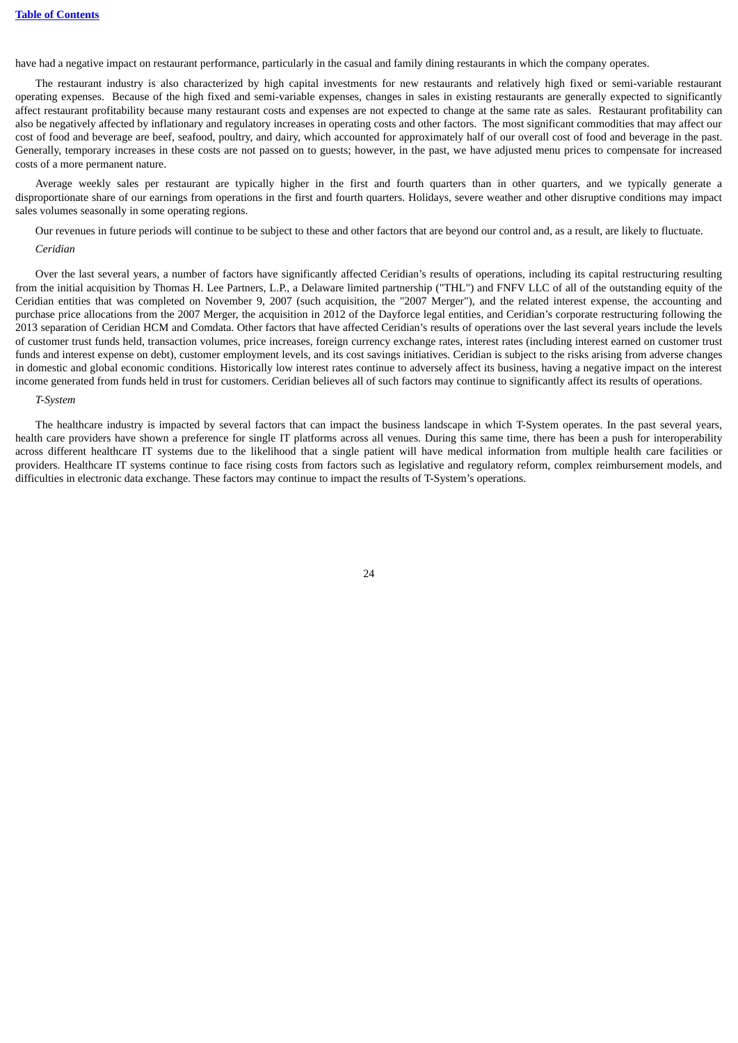have had a negative impact on restaurant performance, particularly in the casual and family dining restaurants in which the company operates.

The restaurant industry is also characterized by high capital investments for new restaurants and relatively high fixed or semi-variable restaurant operating expenses. Because of the high fixed and semi-variable expenses, changes in sales in existing restaurants are generally expected to significantly affect restaurant profitability because many restaurant costs and expenses are not expected to change at the same rate as sales. Restaurant profitability can also be negatively affected by inflationary and regulatory increases in operating costs and other factors. The most significant commodities that may affect our cost of food and beverage are beef, seafood, poultry, and dairy, which accounted for approximately half of our overall cost of food and beverage in the past. Generally, temporary increases in these costs are not passed on to guests; however, in the past, we have adjusted menu prices to compensate for increased costs of a more permanent nature.

Average weekly sales per restaurant are typically higher in the first and fourth quarters than in other quarters, and we typically generate a disproportionate share of our earnings from operations in the first and fourth quarters. Holidays, severe weather and other disruptive conditions may impact sales volumes seasonally in some operating regions.

Our revenues in future periods will continue to be subject to these and other factors that are beyond our control and, as a result, are likely to fluctuate.

*Ceridian*

Over the last several years, a number of factors have significantly affected Ceridian's results of operations, including its capital restructuring resulting from the initial acquisition by Thomas H. Lee Partners, L.P., a Delaware limited partnership ("THL") and FNFV LLC of all of the outstanding equity of the Ceridian entities that was completed on November 9, 2007 (such acquisition, the "2007 Merger"), and the related interest expense, the accounting and purchase price allocations from the 2007 Merger, the acquisition in 2012 of the Dayforce legal entities, and Ceridian's corporate restructuring following the 2013 separation of Ceridian HCM and Comdata. Other factors that have affected Ceridian's results of operations over the last several years include the levels of customer trust funds held, transaction volumes, price increases, foreign currency exchange rates, interest rates (including interest earned on customer trust funds and interest expense on debt), customer employment levels, and its cost savings initiatives. Ceridian is subject to the risks arising from adverse changes in domestic and global economic conditions. Historically low interest rates continue to adversely affect its business, having a negative impact on the interest income generated from funds held in trust for customers. Ceridian believes all of such factors may continue to significantly affect its results of operations.

*T-System*

The healthcare industry is impacted by several factors that can impact the business landscape in which T-System operates. In the past several years, health care providers have shown a preference for single IT platforms across all venues. During this same time, there has been a push for interoperability across different healthcare IT systems due to the likelihood that a single patient will have medical information from multiple health care facilities or providers. Healthcare IT systems continue to face rising costs from factors such as legislative and regulatory reform, complex reimbursement models, and difficulties in electronic data exchange. These factors may continue to impact the results of T-System's operations.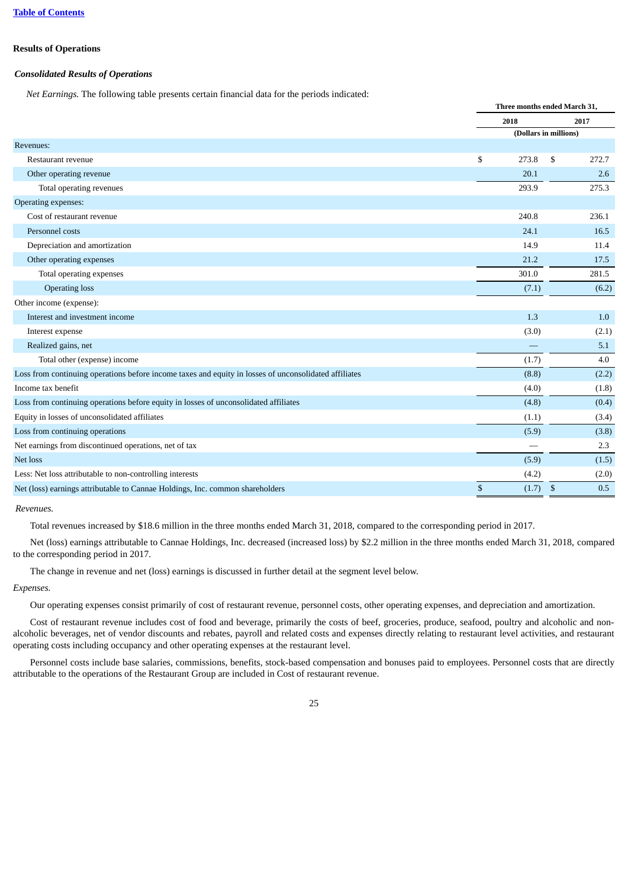[Table of Contents](#)

**Results of Operations**

***Consolidated Results of Operations***

*Net Earnings.* The following table presents certain financial data for the periods indicated:

| | Three months ended March 31, | |
|---|---|---|
| | 2018 | 2017 |
| | (Dollars in millions) | |
| Revenues: | | |
| Restaurant revenue | $ 273.8 | $ 272.7 |
| Other operating revenue | 20.1 | 2.6 |
| Total operating revenues | 293.9 | 275.3 |
| Operating expenses: | | |
| Cost of restaurant revenue | 240.8 | 236.1 |
| Personnel costs | 24.1 | 16.5 |
| Depreciation and amortization | 14.9 | 11.4 |
| Other operating expenses | 21.2 | 17.5 |
| Total operating expenses | 301.0 | 281.5 |
| Operating loss | (7.1) | (6.2) |
| Other income (expense): | | |
| Interest and investment income | 1.3 | 1.0 |
| Interest expense | (3.0) | (2.1) |
| Realized gains, net | — | 5.1 |
| Total other (expense) income | (1.7) | 4.0 |
| Loss from continuing operations before income taxes and equity in losses of unconsolidated affiliates | (8.8) | (2.2) |
| Income tax benefit | (4.0) | (1.8) |
| Loss from continuing operations before equity in losses of unconsolidated affiliates | (4.8) | (0.4) |
| Equity in losses of unconsolidated affiliates | (1.1) | (3.4) |
| Loss from continuing operations | (5.9) | (3.8) |
| Net earnings from discontinued operations, net of tax | — | 2.3 |
| Net loss | (5.9) | (1.5) |
| Less: Net loss attributable to non-controlling interests | (4.2) | (2.0) |
| Net (loss) earnings attributable to Cannae Holdings, Inc. common shareholders | $ (1.7) | $ 0.5 |

*Revenues.*

Total revenues increased by $18.6 million in the three months ended March 31, 2018, compared to the corresponding period in 2017.

Net (loss) earnings attributable to Cannae Holdings, Inc. decreased (increased loss) by $2.2 million in the three months ended March 31, 2018, compared to the corresponding period in 2017.

The change in revenue and net (loss) earnings is discussed in further detail at the segment level below.

*Expenses.*

Our operating expenses consist primarily of cost of restaurant revenue, personnel costs, other operating expenses, and depreciation and amortization.

Cost of restaurant revenue includes cost of food and beverage, primarily the costs of beef, groceries, produce, seafood, poultry and alcoholic and non-alcoholic beverages, net of vendor discounts and rebates, payroll and related costs and expenses directly relating to restaurant level activities, and restaurant operating costs including occupancy and other operating expenses at the restaurant level.

Personnel costs include base salaries, commissions, benefits, stock-based compensation and bonuses paid to employees. Personnel costs that are directly attributable to the operations of the Restaurant Group are included in Cost of restaurant revenue.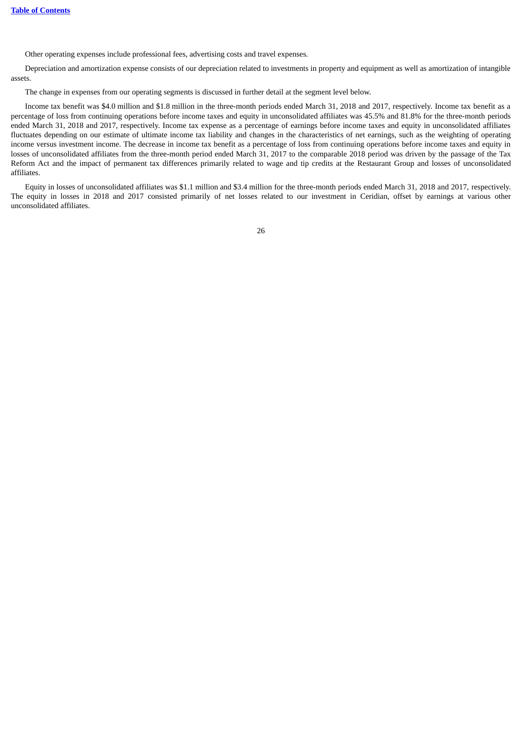Other operating expenses include professional fees, advertising costs and travel expenses.

Depreciation and amortization expense consists of our depreciation related to investments in property and equipment as well as amortization of intangible assets.

The change in expenses from our operating segments is discussed in further detail at the segment level below.

Income tax benefit was $4.0 million and $1.8 million in the three-month periods ended March 31, 2018 and 2017, respectively. Income tax benefit as a percentage of loss from continuing operations before income taxes and equity in unconsolidated affiliates was 45.5% and 81.8% for the three-month periods ended March 31, 2018 and 2017, respectively. Income tax expense as a percentage of earnings before income taxes and equity in unconsolidated affiliates fluctuates depending on our estimate of ultimate income tax liability and changes in the characteristics of net earnings, such as the weighting of operating income versus investment income. The decrease in income tax benefit as a percentage of loss from continuing operations before income taxes and equity in losses of unconsolidated affiliates from the three-month period ended March 31, 2017 to the comparable 2018 period was driven by the passage of the Tax Reform Act and the impact of permanent tax differences primarily related to wage and tip credits at the Restaurant Group and losses of unconsolidated affiliates.

Equity in losses of unconsolidated affiliates was $1.1 million and $3.4 million for the three-month periods ended March 31, 2018 and 2017, respectively. The equity in losses in 2018 and 2017 consisted primarily of net losses related to our investment in Ceridian, offset by earnings at various other unconsolidated affiliates.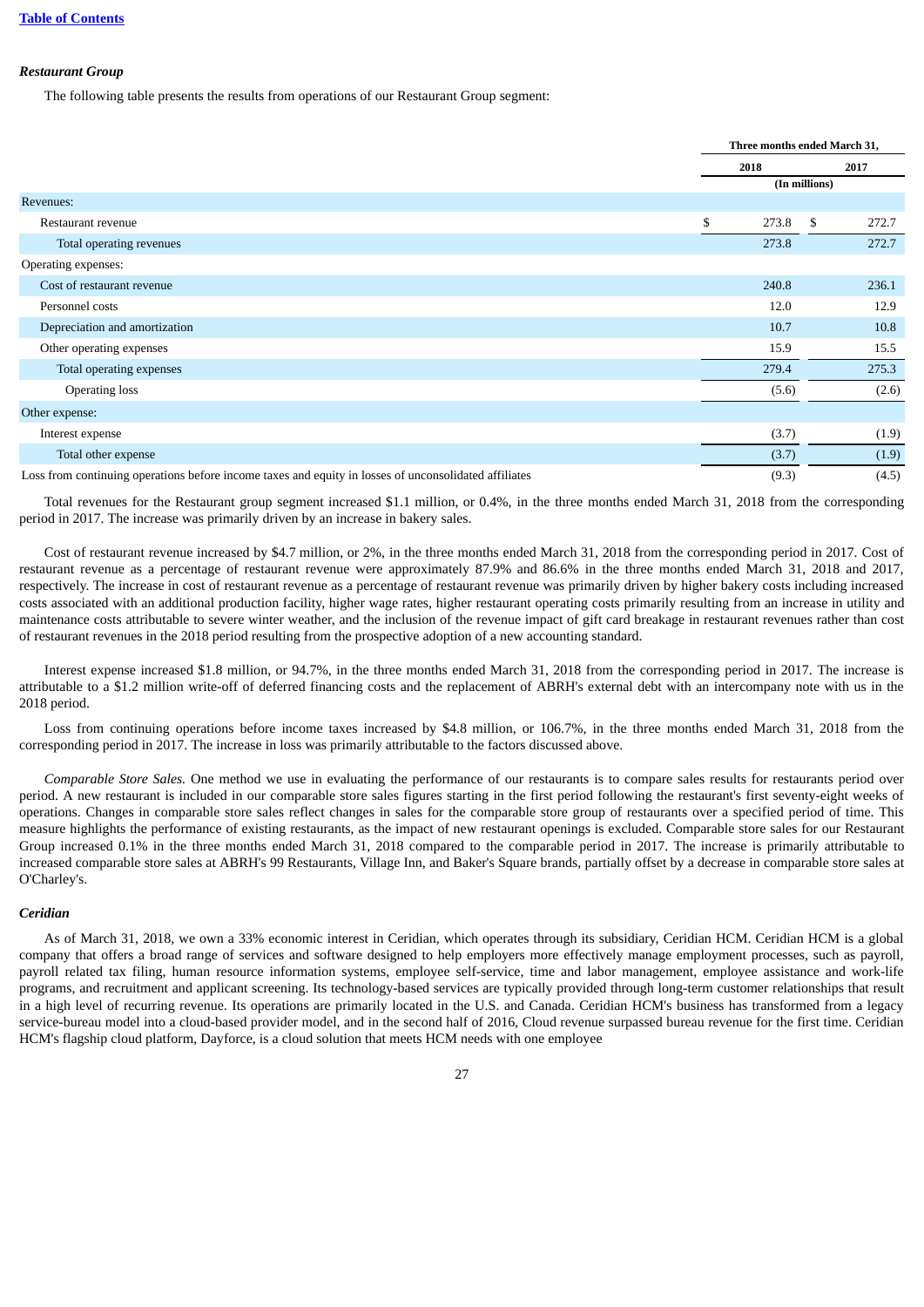***Restaurant Group***

The following table presents the results from operations of our Restaurant Group segment:

| | Three months ended March 31, | |
|---|---|---|
| | 2018 | 2017 |
| | (In millions) | |
| Revenues: | | |
| Restaurant revenue | $ 273.8 | $ 272.7 |
| Total operating revenues | 273.8 | 272.7 |
| Operating expenses: | | |
| Cost of restaurant revenue | 240.8 | 236.1 |
| Personnel costs | 12.0 | 12.9 |
| Depreciation and amortization | 10.7 | 10.8 |
| Other operating expenses | 15.9 | 15.5 |
| Total operating expenses | 279.4 | 275.3 |
| Operating loss | (5.6) | (2.6) |
| Other expense: | | |
| Interest expense | (3.7) | (1.9) |
| Total other expense | (3.7) | (1.9) |
| Loss from continuing operations before income taxes and equity in losses of unconsolidated affiliates | (9.3) | (4.5) |

Total revenues for the Restaurant group segment increased $1.1 million, or 0.4%, in the three months ended March 31, 2018 from the corresponding period in 2017. The increase was primarily driven by an increase in bakery sales.

Cost of restaurant revenue increased by $4.7 million, or 2%, in the three months ended March 31, 2018 from the corresponding period in 2017. Cost of restaurant revenue as a percentage of restaurant revenue were approximately 87.9% and 86.6% in the three months ended March 31, 2018 and 2017, respectively. The increase in cost of restaurant revenue as a percentage of restaurant revenue was primarily driven by higher bakery costs including increased costs associated with an additional production facility, higher wage rates, higher restaurant operating costs primarily resulting from an increase in utility and maintenance costs attributable to severe winter weather, and the inclusion of the revenue impact of gift card breakage in restaurant revenues rather than cost of restaurant revenues in the 2018 period resulting from the prospective adoption of a new accounting standard.

Interest expense increased $1.8 million, or 94.7%, in the three months ended March 31, 2018 from the corresponding period in 2017. The increase is attributable to a $1.2 million write-off of deferred financing costs and the replacement of ABRH's external debt with an intercompany note with us in the 2018 period.

Loss from continuing operations before income taxes increased by $4.8 million, or 106.7%, in the three months ended March 31, 2018 from the corresponding period in 2017. The increase in loss was primarily attributable to the factors discussed above.

*Comparable Store Sales.* One method we use in evaluating the performance of our restaurants is to compare sales results for restaurants period over period. A new restaurant is included in our comparable store sales figures starting in the first period following the restaurant's first seventy-eight weeks of operations. Changes in comparable store sales reflect changes in sales for the comparable store group of restaurants over a specified period of time. This measure highlights the performance of existing restaurants, as the impact of new restaurant openings is excluded. Comparable store sales for our Restaurant Group increased 0.1% in the three months ended March 31, 2018 compared to the comparable period in 2017. The increase is primarily attributable to increased comparable store sales at ABRH's 99 Restaurants, Village Inn, and Baker's Square brands, partially offset by a decrease in comparable store sales at O'Charley's.

***Ceridian***

As of March 31, 2018, we own a 33% economic interest in Ceridian, which operates through its subsidiary, Ceridian HCM. Ceridian HCM is a global company that offers a broad range of services and software designed to help employers more effectively manage employment processes, such as payroll, payroll related tax filing, human resource information systems, employee self-service, time and labor management, employee assistance and work-life programs, and recruitment and applicant screening. Its technology-based services are typically provided through long-term customer relationships that result in a high level of recurring revenue. Its operations are primarily located in the U.S. and Canada. Ceridian HCM's business has transformed from a legacy service-bureau model into a cloud-based provider model, and in the second half of 2016, Cloud revenue surpassed bureau revenue for the first time. Ceridian HCM's flagship cloud platform, Dayforce, is a cloud solution that meets HCM needs with one employee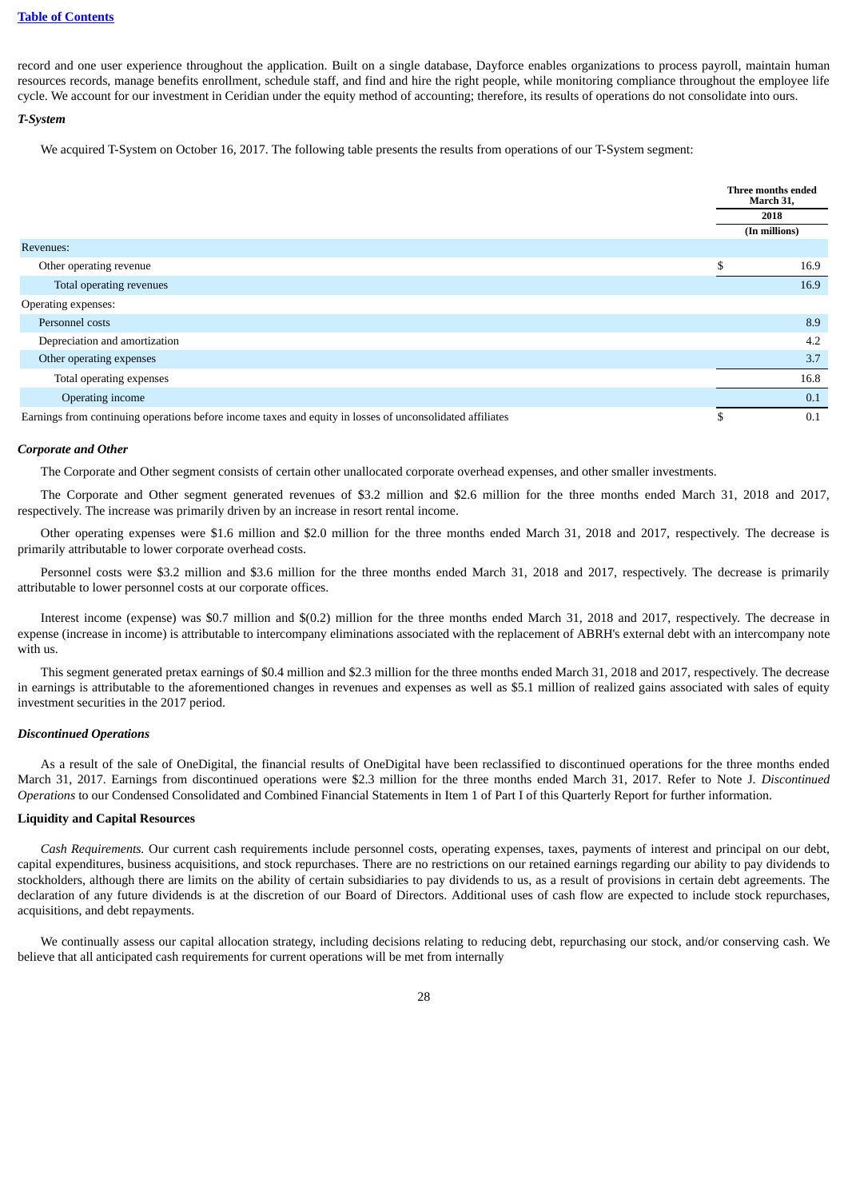record and one user experience throughout the application. Built on a single database, Dayforce enables organizations to process payroll, maintain human resources records, manage benefits enrollment, schedule staff, and find and hire the right people, while monitoring compliance throughout the employee life cycle. We account for our investment in Ceridian under the equity method of accounting; therefore, its results of operations do not consolidate into ours.

***T-System***

We acquired T-System on October 16, 2017. The following table presents the results from operations of our T-System segment:

| | Three months ended March 31, |
|---|---|
| | 2018 |
| | (In millions) |
| Revenues: | |
| Other operating revenue | $ 16.9 |
| Total operating revenues | 16.9 |
| Operating expenses: | |
| Personnel costs | 8.9 |
| Depreciation and amortization | 4.2 |
| Other operating expenses | 3.7 |
| Total operating expenses | 16.8 |
| Operating income | 0.1 |
| Earnings from continuing operations before income taxes and equity in losses of unconsolidated affiliates | $ 0.1 |

***Corporate and Other***

The Corporate and Other segment consists of certain other unallocated corporate overhead expenses, and other smaller investments.

The Corporate and Other segment generated revenues of $3.2 million and $2.6 million for the three months ended March 31, 2018 and 2017, respectively. The increase was primarily driven by an increase in resort rental income.

Other operating expenses were $1.6 million and $2.0 million for the three months ended March 31, 2018 and 2017, respectively. The decrease is primarily attributable to lower corporate overhead costs.

Personnel costs were $3.2 million and $3.6 million for the three months ended March 31, 2018 and 2017, respectively. The decrease is primarily attributable to lower personnel costs at our corporate offices.

Interest income (expense) was $0.7 million and $(0.2) million for the three months ended March 31, 2018 and 2017, respectively. The decrease in expense (increase in income) is attributable to intercompany eliminations associated with the replacement of ABRH's external debt with an intercompany note with us.

This segment generated pretax earnings of $0.4 million and $2.3 million for the three months ended March 31, 2018 and 2017, respectively. The decrease in earnings is attributable to the aforementioned changes in revenues and expenses as well as $5.1 million of realized gains associated with sales of equity investment securities in the 2017 period.

***Discontinued Operations***

As a result of the sale of OneDigital, the financial results of OneDigital have been reclassified to discontinued operations for the three months ended March 31, 2017. Earnings from discontinued operations were $2.3 million for the three months ended March 31, 2017. Refer to Note J. *Discontinued Operations* to our Condensed Consolidated and Combined Financial Statements in Item 1 of Part I of this Quarterly Report for further information.

**Liquidity and Capital Resources**

*Cash Requirements.* Our current cash requirements include personnel costs, operating expenses, taxes, payments of interest and principal on our debt, capital expenditures, business acquisitions, and stock repurchases. There are no restrictions on our retained earnings regarding our ability to pay dividends to stockholders, although there are limits on the ability of certain subsidiaries to pay dividends to us, as a result of provisions in certain debt agreements. The declaration of any future dividends is at the discretion of our Board of Directors. Additional uses of cash flow are expected to include stock repurchases, acquisitions, and debt repayments.

We continually assess our capital allocation strategy, including decisions relating to reducing debt, repurchasing our stock, and/or conserving cash. We believe that all anticipated cash requirements for current operations will be met from internally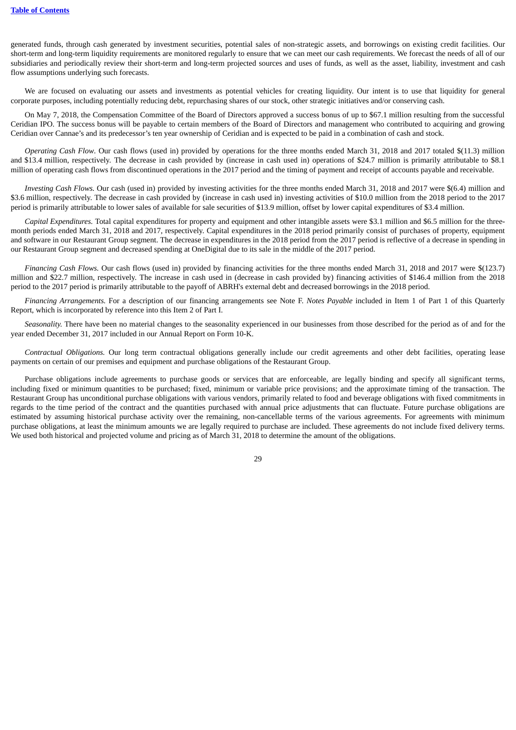generated funds, through cash generated by investment securities, potential sales of non-strategic assets, and borrowings on existing credit facilities. Our short-term and long-term liquidity requirements are monitored regularly to ensure that we can meet our cash requirements. We forecast the needs of all of our subsidiaries and periodically review their short-term and long-term projected sources and uses of funds, as well as the asset, liability, investment and cash flow assumptions underlying such forecasts.

We are focused on evaluating our assets and investments as potential vehicles for creating liquidity. Our intent is to use that liquidity for general corporate purposes, including potentially reducing debt, repurchasing shares of our stock, other strategic initiatives and/or conserving cash.

On May 7, 2018, the Compensation Committee of the Board of Directors approved a success bonus of up to $67.1 million resulting from the successful Ceridian IPO. The success bonus will be payable to certain members of the Board of Directors and management who contributed to acquiring and growing Ceridian over Cannae's and its predecessor's ten year ownership of Ceridian and is expected to be paid in a combination of cash and stock.

*Operating Cash Flow*. Our cash flows (used in) provided by operations for the three months ended March 31, 2018 and 2017 totaled $(11.3) million and $13.4 million, respectively. The decrease in cash provided by (increase in cash used in) operations of $24.7 million is primarily attributable to $8.1 million of operating cash flows from discontinued operations in the 2017 period and the timing of payment and receipt of accounts payable and receivable.

*Investing Cash Flows.* Our cash (used in) provided by investing activities for the three months ended March 31, 2018 and 2017 were $(6.4) million and $3.6 million, respectively. The decrease in cash provided by (increase in cash used in) investing activities of $10.0 million from the 2018 period to the 2017 period is primarily attributable to lower sales of available for sale securities of $13.9 million, offset by lower capital expenditures of $3.4 million.

*Capital Expenditures.* Total capital expenditures for property and equipment and other intangible assets were $3.1 million and $6.5 million for the three-month periods ended March 31, 2018 and 2017, respectively. Capital expenditures in the 2018 period primarily consist of purchases of property, equipment and software in our Restaurant Group segment. The decrease in expenditures in the 2018 period from the 2017 period is reflective of a decrease in spending in our Restaurant Group segment and decreased spending at OneDigital due to its sale in the middle of the 2017 period.

*Financing Cash Flows.* Our cash flows (used in) provided by financing activities for the three months ended March 31, 2018 and 2017 were $(123.7) million and $22.7 million, respectively. The increase in cash used in (decrease in cash provided by) financing activities of $146.4 million from the 2018 period to the 2017 period is primarily attributable to the payoff of ABRH's external debt and decreased borrowings in the 2018 period.

*Financing Arrangements.* For a description of our financing arrangements see Note F. *Notes Payable* included in Item 1 of Part 1 of this Quarterly Report, which is incorporated by reference into this Item 2 of Part I.

*Seasonality.* There have been no material changes to the seasonality experienced in our businesses from those described for the period as of and for the year ended December 31, 2017 included in our Annual Report on Form 10-K.

*Contractual Obligations.* Our long term contractual obligations generally include our credit agreements and other debt facilities, operating lease payments on certain of our premises and equipment and purchase obligations of the Restaurant Group.

Purchase obligations include agreements to purchase goods or services that are enforceable, are legally binding and specify all significant terms, including fixed or minimum quantities to be purchased; fixed, minimum or variable price provisions; and the approximate timing of the transaction. The Restaurant Group has unconditional purchase obligations with various vendors, primarily related to food and beverage obligations with fixed commitments in regards to the time period of the contract and the quantities purchased with annual price adjustments that can fluctuate. Future purchase obligations are estimated by assuming historical purchase activity over the remaining, non-cancellable terms of the various agreements. For agreements with minimum purchase obligations, at least the minimum amounts we are legally required to purchase are included. These agreements do not include fixed delivery terms. We used both historical and projected volume and pricing as of March 31, 2018 to determine the amount of the obligations.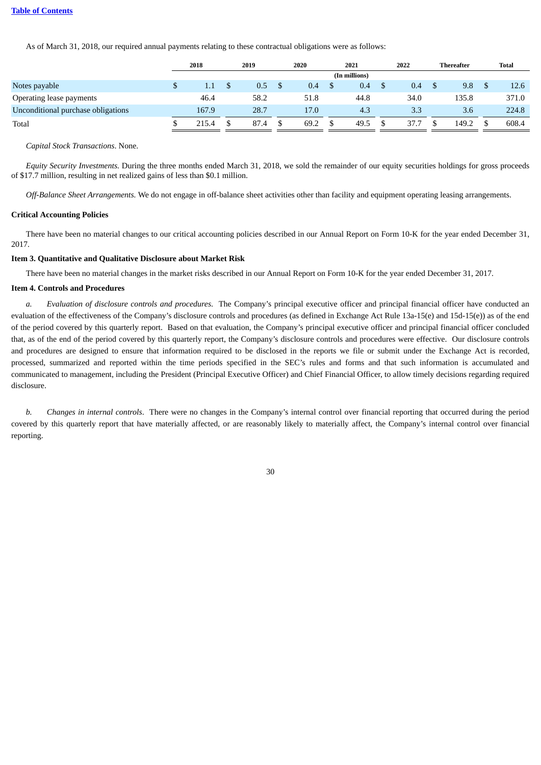As of March 31, 2018, our required annual payments relating to these contractual obligations were as follows:

| | 2018 | 2019 | 2020 | 2021 | 2022 | Thereafter | Total |
|---|---|---|---|---|---|---|---|
| | | | | (In millions) | | | |
| Notes payable | $ 1.1 | $ 0.5 | $ 0.4 | $ 0.4 | $ 0.4 | $ 9.8 | $ 12.6 |
| Operating lease payments | 46.4 | 58.2 | 51.8 | 44.8 | 34.0 | 135.8 | 371.0 |
| Unconditional purchase obligations | 167.9 | 28.7 | 17.0 | 4.3 | 3.3 | 3.6 | 224.8 |
| Total | $ 215.4 | $ 87.4 | $ 69.2 | $ 49.5 | $ 37.7 | $ 149.2 | $ 608.4 |

*Capital Stock Transactions*. None.

*Equity Security Investments.* During the three months ended March 31, 2018, we sold the remainder of our equity securities holdings for gross proceeds of $17.7 million, resulting in net realized gains of less than $0.1 million.

*Off-Balance Sheet Arrangements.* We do not engage in off-balance sheet activities other than facility and equipment operating leasing arrangements.

**Critical Accounting Policies**

There have been no material changes to our critical accounting policies described in our Annual Report on Form 10-K for the year ended December 31, 2017.

**Item 3. Quantitative and Qualitative Disclosure about Market Risk**

There have been no material changes in the market risks described in our Annual Report on Form 10-K for the year ended December 31, 2017.

**Item 4. Controls and Procedures**

*a. Evaluation of disclosure controls and procedures*. The Company's principal executive officer and principal financial officer have conducted an evaluation of the effectiveness of the Company's disclosure controls and procedures (as defined in Exchange Act Rule 13a-15(e) and 15d-15(e)) as of the end of the period covered by this quarterly report. Based on that evaluation, the Company's principal executive officer and principal financial officer concluded that, as of the end of the period covered by this quarterly report, the Company's disclosure controls and procedures were effective. Our disclosure controls and procedures are designed to ensure that information required to be disclosed in the reports we file or submit under the Exchange Act is recorded, processed, summarized and reported within the time periods specified in the SEC's rules and forms and that such information is accumulated and communicated to management, including the President (Principal Executive Officer) and Chief Financial Officer, to allow timely decisions regarding required disclosure.

*b. Changes in internal controls*. There were no changes in the Company's internal control over financial reporting that occurred during the period covered by this quarterly report that have materially affected, or are reasonably likely to materially affect, the Company's internal control over financial reporting.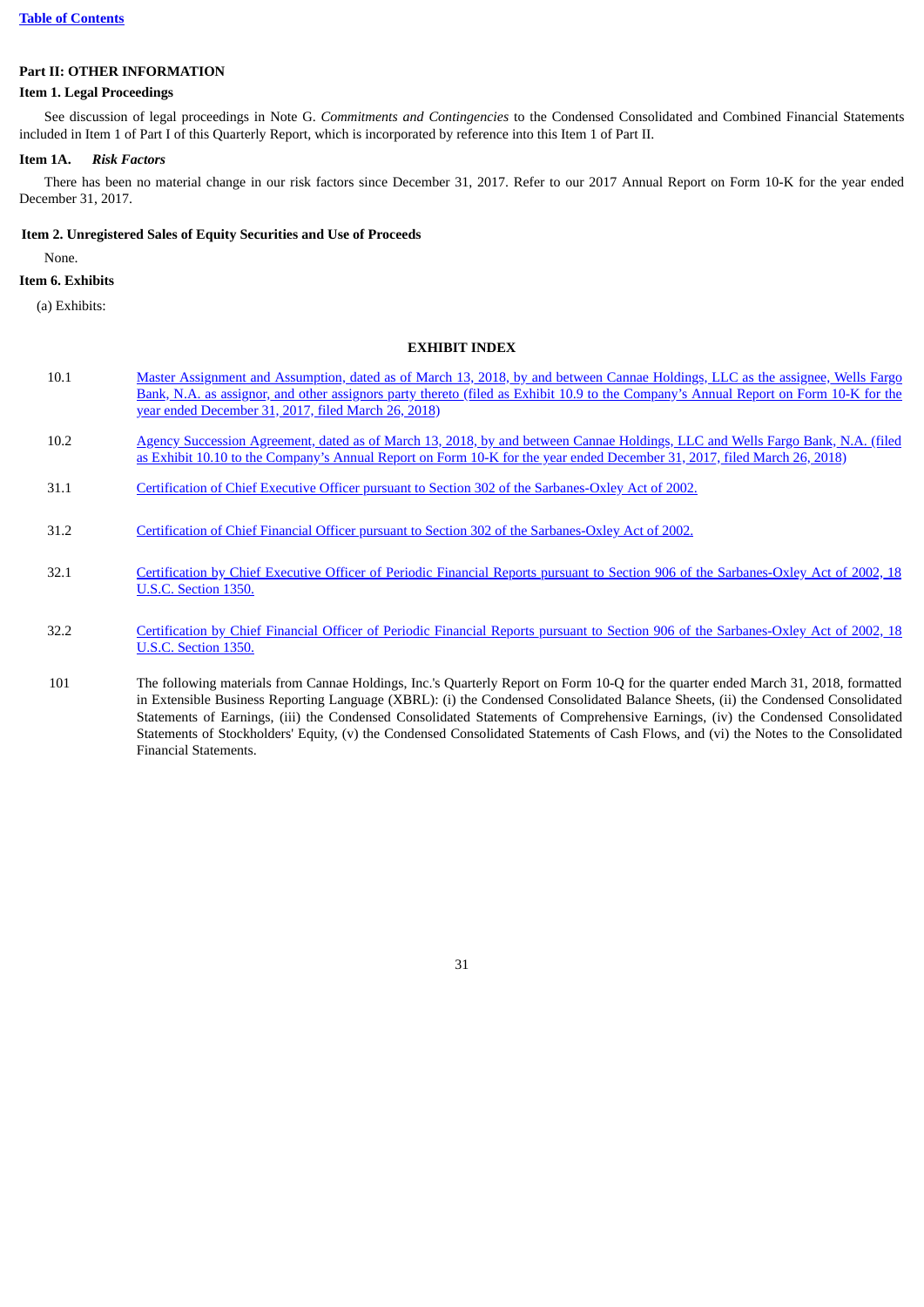## Part II: OTHER INFORMATION

### Item 1. Legal Proceedings

See discussion of legal proceedings in Note G. *Commitments and Contingencies* to the Condensed Consolidated and Combined Financial Statements included in Item 1 of Part I of this Quarterly Report, which is incorporated by reference into this Item 1 of Part II.

### Item 1A. *Risk Factors*

There has been no material change in our risk factors since December 31, 2017. Refer to our 2017 Annual Report on Form 10-K for the year ended December 31, 2017.

### Item 2. Unregistered Sales of Equity Securities and Use of Proceeds

None.

### Item 6. Exhibits

(a) Exhibits:

**EXHIBIT INDEX**

| | |
|---|---|
| 10.1 | Master Assignment and Assumption, dated as of March 13, 2018, by and between Cannae Holdings, LLC as the assignee, Wells Fargo Bank, N.A. as assignor, and other assignors party thereto (filed as Exhibit 10.9 to the Company's Annual Report on Form 10-K for the year ended December 31, 2017, filed March 26, 2018) |
| 10.2 | Agency Succession Agreement, dated as of March 13, 2018, by and between Cannae Holdings, LLC and Wells Fargo Bank, N.A. (filed as Exhibit 10.10 to the Company's Annual Report on Form 10-K for the year ended December 31, 2017, filed March 26, 2018) |
| 31.1 | Certification of Chief Executive Officer pursuant to Section 302 of the Sarbanes-Oxley Act of 2002. |
| 31.2 | Certification of Chief Financial Officer pursuant to Section 302 of the Sarbanes-Oxley Act of 2002. |
| 32.1 | Certification by Chief Executive Officer of Periodic Financial Reports pursuant to Section 906 of the Sarbanes-Oxley Act of 2002, 18 U.S.C. Section 1350. |
| 32.2 | Certification by Chief Financial Officer of Periodic Financial Reports pursuant to Section 906 of the Sarbanes-Oxley Act of 2002, 18 U.S.C. Section 1350. |
| 101 | The following materials from Cannae Holdings, Inc.'s Quarterly Report on Form 10-Q for the quarter ended March 31, 2018, formatted in Extensible Business Reporting Language (XBRL): (i) the Condensed Consolidated Balance Sheets, (ii) the Condensed Consolidated Statements of Earnings, (iii) the Condensed Consolidated Statements of Comprehensive Earnings, (iv) the Condensed Consolidated Statements of Stockholders' Equity, (v) the Condensed Consolidated Statements of Cash Flows, and (vi) the Notes to the Consolidated Financial Statements. |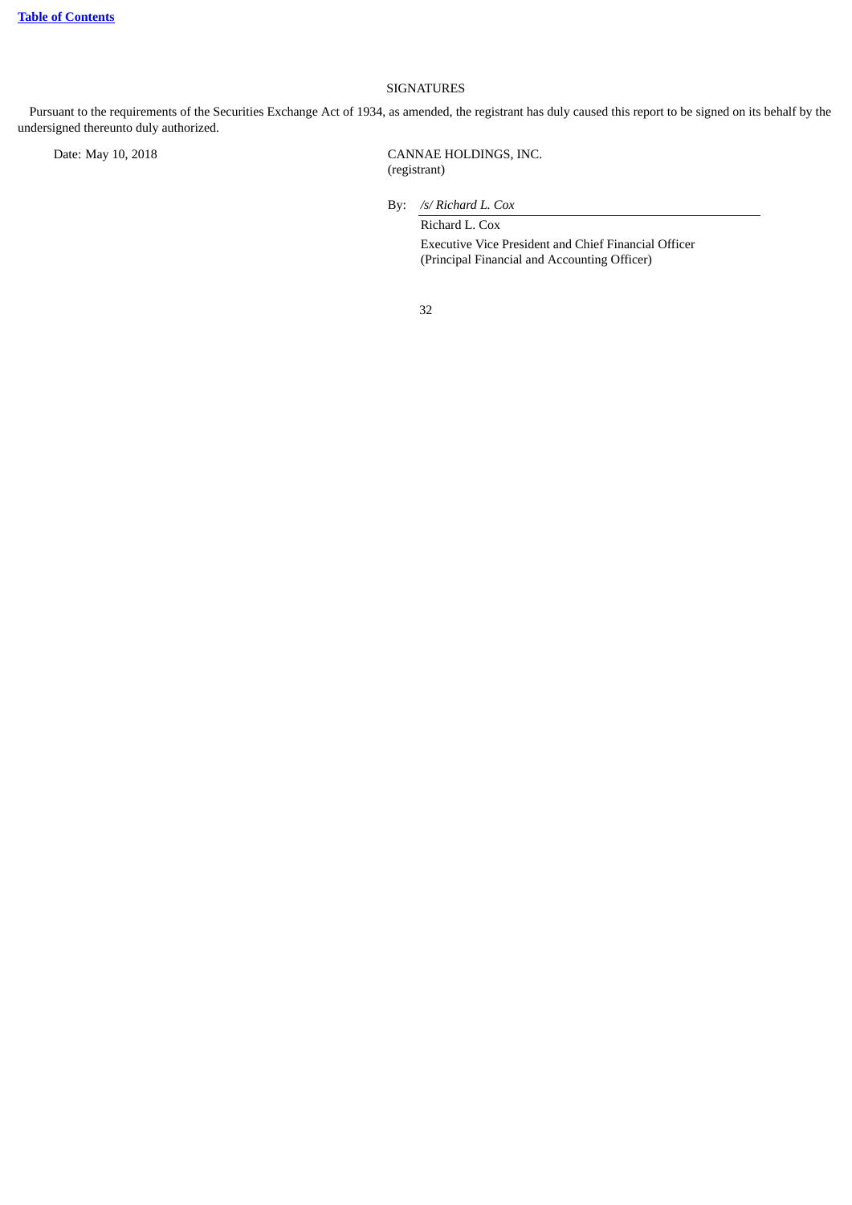## SIGNATURES

Pursuant to the requirements of the Securities Exchange Act of 1934, as amended, the registrant has duly caused this report to be signed on its behalf by the undersigned thereunto duly authorized.

Date: May 10, 2018

CANNAE HOLDINGS, INC.
(registrant)

By: */s/ Richard L. Cox*

Richard L. Cox

Executive Vice President and Chief Financial Officer
(Principal Financial and Accounting Officer)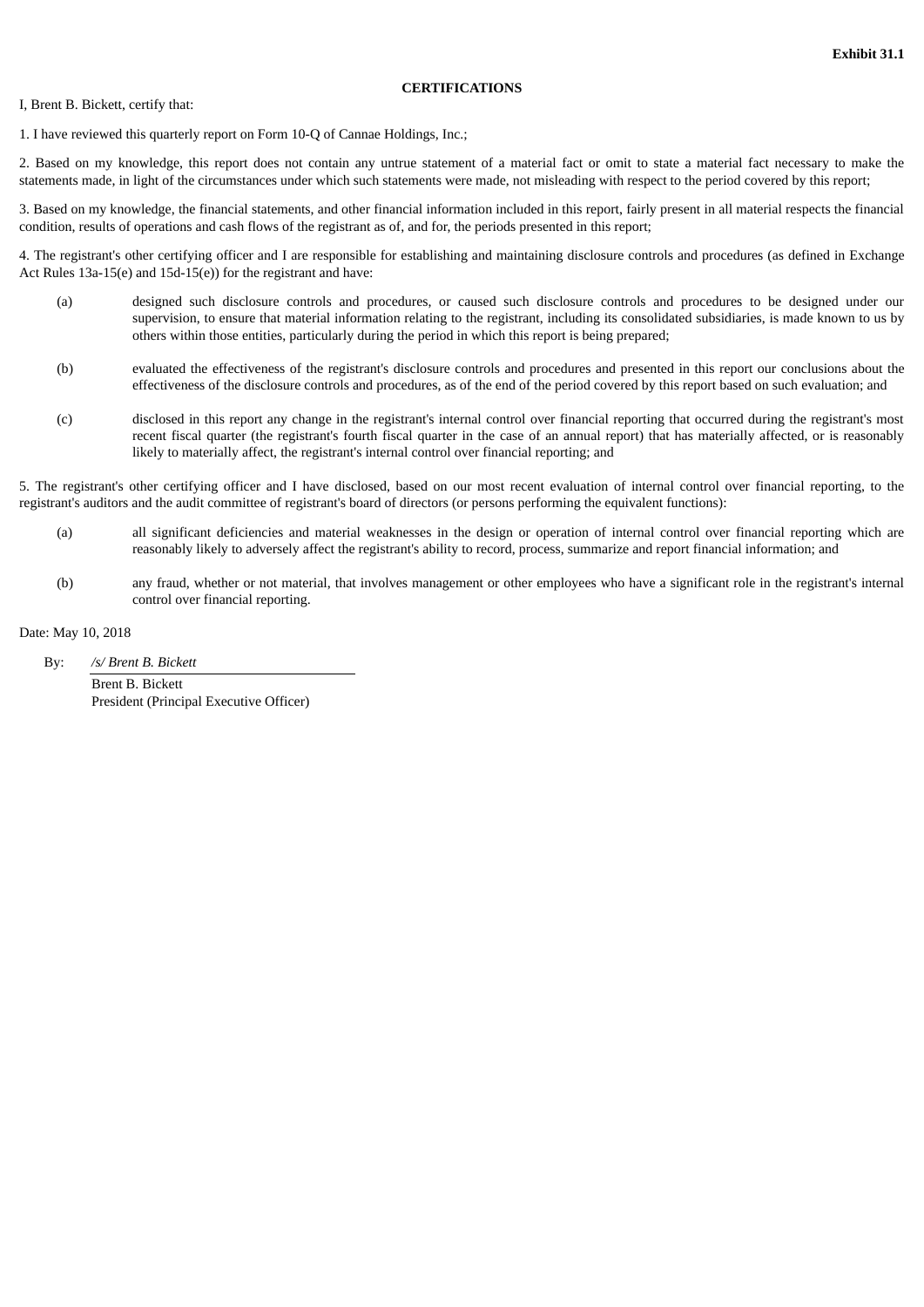**Exhibit 31.1**

**CERTIFICATIONS**

I, Brent B. Bickett, certify that:

1. I have reviewed this quarterly report on Form 10-Q of Cannae Holdings, Inc.;

2. Based on my knowledge, this report does not contain any untrue statement of a material fact or omit to state a material fact necessary to make the statements made, in light of the circumstances under which such statements were made, not misleading with respect to the period covered by this report;

3. Based on my knowledge, the financial statements, and other financial information included in this report, fairly present in all material respects the financial condition, results of operations and cash flows of the registrant as of, and for, the periods presented in this report;

4. The registrant's other certifying officer and I are responsible for establishing and maintaining disclosure controls and procedures (as defined in Exchange Act Rules 13a-15(e) and 15d-15(e)) for the registrant and have:

(a) designed such disclosure controls and procedures, or caused such disclosure controls and procedures to be designed under our supervision, to ensure that material information relating to the registrant, including its consolidated subsidiaries, is made known to us by others within those entities, particularly during the period in which this report is being prepared;

(b) evaluated the effectiveness of the registrant's disclosure controls and procedures and presented in this report our conclusions about the effectiveness of the disclosure controls and procedures, as of the end of the period covered by this report based on such evaluation; and

(c) disclosed in this report any change in the registrant's internal control over financial reporting that occurred during the registrant's most recent fiscal quarter (the registrant's fourth fiscal quarter in the case of an annual report) that has materially affected, or is reasonably likely to materially affect, the registrant's internal control over financial reporting; and

5. The registrant's other certifying officer and I have disclosed, based on our most recent evaluation of internal control over financial reporting, to the registrant's auditors and the audit committee of registrant's board of directors (or persons performing the equivalent functions):

(a) all significant deficiencies and material weaknesses in the design or operation of internal control over financial reporting which are reasonably likely to adversely affect the registrant's ability to record, process, summarize and report financial information; and

(b) any fraud, whether or not material, that involves management or other employees who have a significant role in the registrant's internal control over financial reporting.

Date: May 10, 2018

By: */s/ Brent B. Bickett*

Brent B. Bickett
President (Principal Executive Officer)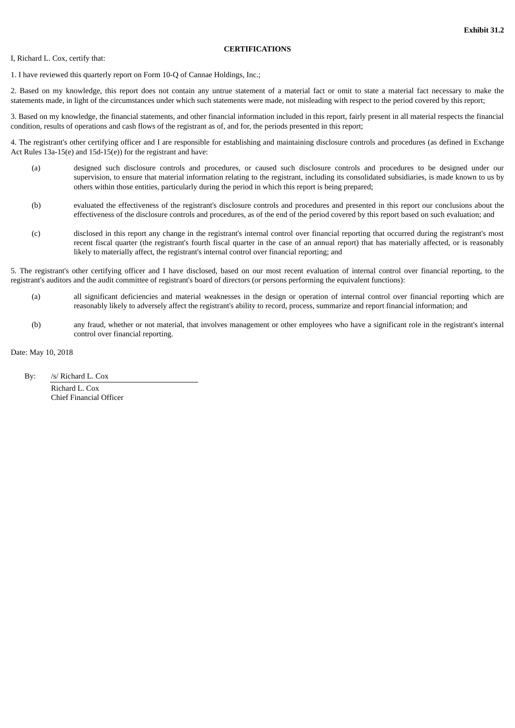**Exhibit 31.2**

**CERTIFICATIONS**

I, Richard L. Cox, certify that:

1. I have reviewed this quarterly report on Form 10-Q of Cannae Holdings, Inc.;

2. Based on my knowledge, this report does not contain any untrue statement of a material fact or omit to state a material fact necessary to make the statements made, in light of the circumstances under which such statements were made, not misleading with respect to the period covered by this report;

3. Based on my knowledge, the financial statements, and other financial information included in this report, fairly present in all material respects the financial condition, results of operations and cash flows of the registrant as of, and for, the periods presented in this report;

4. The registrant's other certifying officer and I are responsible for establishing and maintaining disclosure controls and procedures (as defined in Exchange Act Rules 13a-15(e) and 15d-15(e)) for the registrant and have:

(a) designed such disclosure controls and procedures, or caused such disclosure controls and procedures to be designed under our supervision, to ensure that material information relating to the registrant, including its consolidated subsidiaries, is made known to us by others within those entities, particularly during the period in which this report is being prepared;

(b) evaluated the effectiveness of the registrant's disclosure controls and procedures and presented in this report our conclusions about the effectiveness of the disclosure controls and procedures, as of the end of the period covered by this report based on such evaluation; and

(c) disclosed in this report any change in the registrant's internal control over financial reporting that occurred during the registrant's most recent fiscal quarter (the registrant's fourth fiscal quarter in the case of an annual report) that has materially affected, or is reasonably likely to materially affect, the registrant's internal control over financial reporting; and

5. The registrant's other certifying officer and I have disclosed, based on our most recent evaluation of internal control over financial reporting, to the registrant's auditors and the audit committee of registrant's board of directors (or persons performing the equivalent functions):

(a) all significant deficiencies and material weaknesses in the design or operation of internal control over financial reporting which are reasonably likely to adversely affect the registrant's ability to record, process, summarize and report financial information; and

(b) any fraud, whether or not material, that involves management or other employees who have a significant role in the registrant's internal control over financial reporting.

Date: May 10, 2018

By: /s/ Richard L. Cox

Richard L. Cox
Chief Financial Officer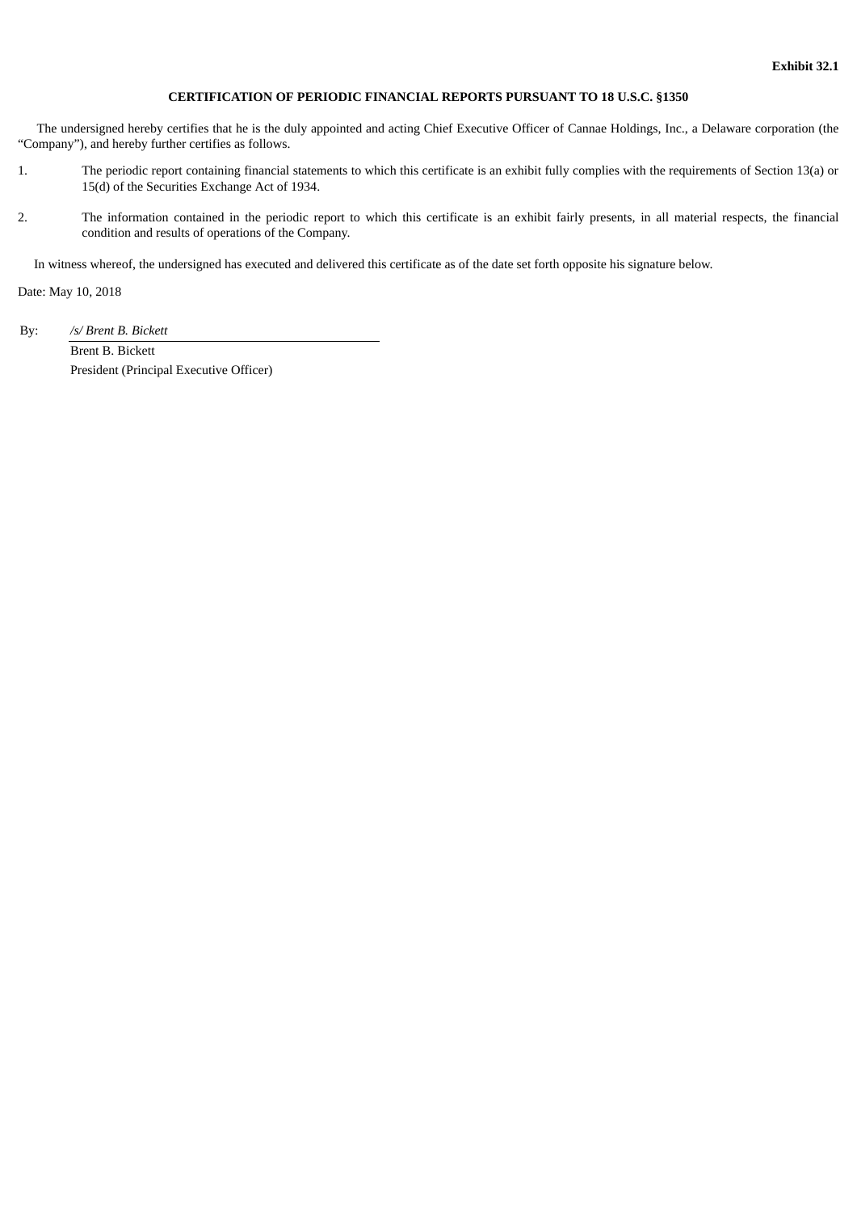**Exhibit 32.1**

**CERTIFICATION OF PERIODIC FINANCIAL REPORTS PURSUANT TO 18 U.S.C. §1350**

The undersigned hereby certifies that he is the duly appointed and acting Chief Executive Officer of Cannae Holdings, Inc., a Delaware corporation (the "Company"), and hereby further certifies as follows.

1. The periodic report containing financial statements to which this certificate is an exhibit fully complies with the requirements of Section 13(a) or 15(d) of the Securities Exchange Act of 1934.

2. The information contained in the periodic report to which this certificate is an exhibit fairly presents, in all material respects, the financial condition and results of operations of the Company.

In witness whereof, the undersigned has executed and delivered this certificate as of the date set forth opposite his signature below.

Date: May 10, 2018

By: *`/s/` Brent B. Bickett*

Brent B. Bickett

President (Principal Executive Officer)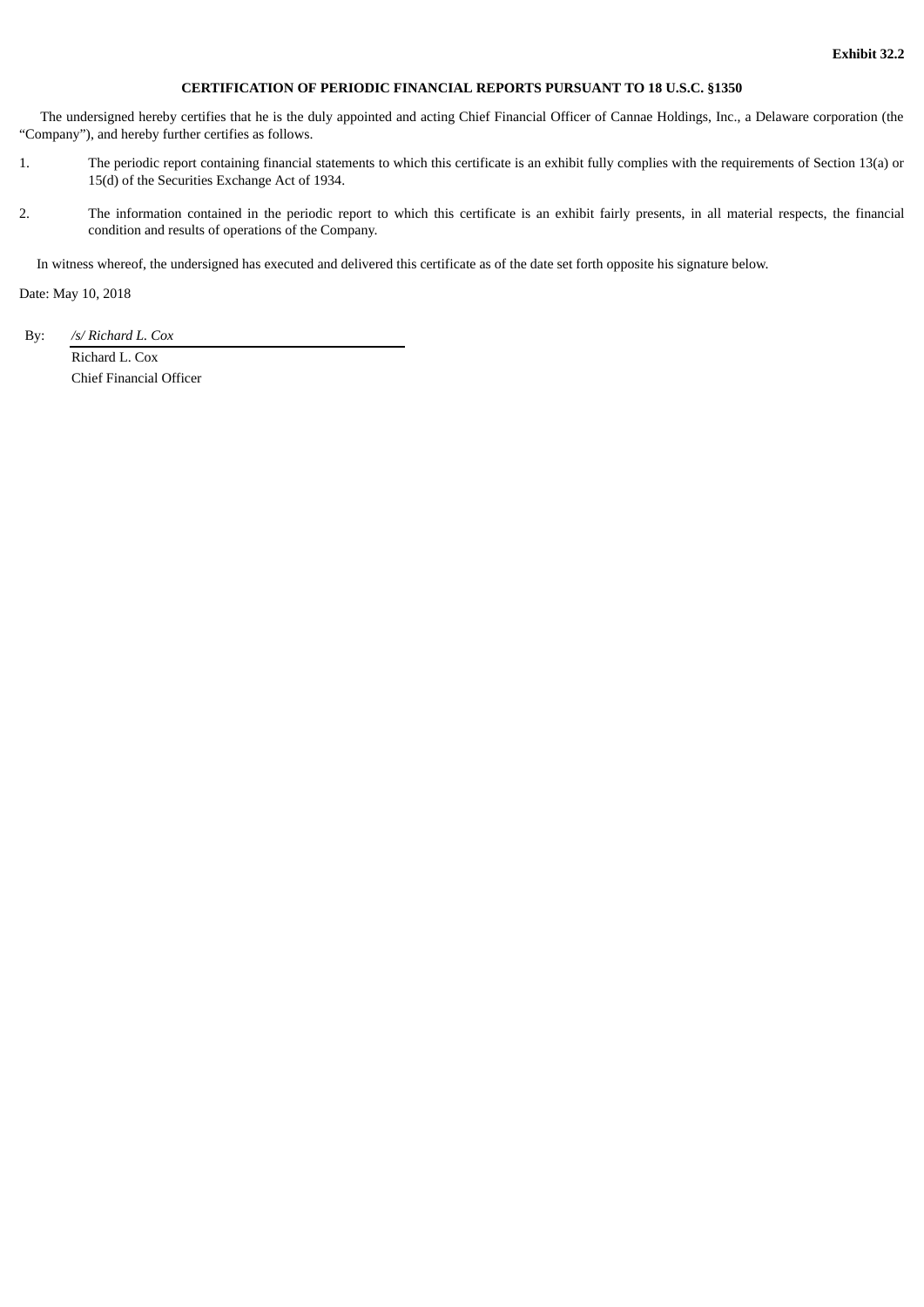**Exhibit 32.2**

**CERTIFICATION OF PERIODIC FINANCIAL REPORTS PURSUANT TO 18 U.S.C. §1350**

The undersigned hereby certifies that he is the duly appointed and acting Chief Financial Officer of Cannae Holdings, Inc., a Delaware corporation (the "Company"), and hereby further certifies as follows.

1. The periodic report containing financial statements to which this certificate is an exhibit fully complies with the requirements of Section 13(a) or 15(d) of the Securities Exchange Act of 1934.

2. The information contained in the periodic report to which this certificate is an exhibit fairly presents, in all material respects, the financial condition and results of operations of the Company.

In witness whereof, the undersigned has executed and delivered this certificate as of the date set forth opposite his signature below.

Date: May 10, 2018

By: */s/ Richard L. Cox*
Richard L. Cox
Chief Financial Officer